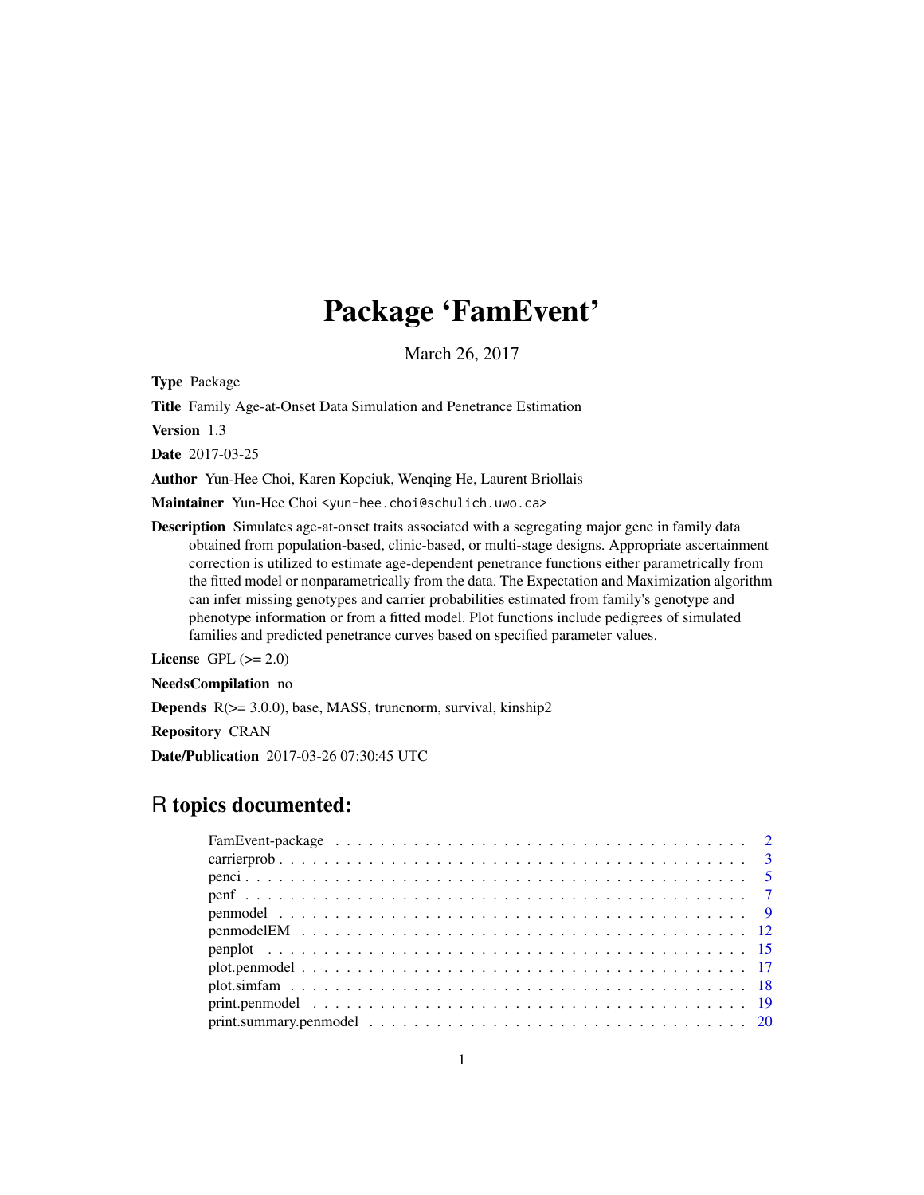# Package 'FamEvent'

March 26, 2017

**Type** Package

**Title** Family Age-at-Onset Data Simulation and Penetrance Estimation

**Version** 1.3

**Date** 2017-03-25

**Author** Yun-Hee Choi, Karen Kopciuk, Wenqing He, Laurent Briollais

**Maintainer** Yun-Hee Choi <yun-hee.choi@schulich.uwo.ca>

**Description** Simulates age-at-onset traits associated with a segregating major gene in family data obtained from population-based, clinic-based, or multi-stage designs. Appropriate ascertainment correction is utilized to estimate age-dependent penetrance functions either parametrically from the fitted model or nonparametrically from the data. The Expectation and Maximization algorithm can infer missing genotypes and carrier probabilities estimated from family's genotype and phenotype information or from a fitted model. Plot functions include pedigrees of simulated families and predicted penetrance curves based on specified parameter values.

**License** GPL (>= 2.0)

**NeedsCompilation** no

**Depends** R(>= 3.0.0), base, MASS, truncnorm, survival, kinship2

**Repository** CRAN

**Date/Publication** 2017-03-26 07:30:45 UTC

## R topics documented:

- FamEvent-package . . . . . . . . . . . . . . . . . . . . . . . . . . . . . . . . . . . . 2
- carrierprob . . . . . . . . . . . . . . . . . . . . . . . . . . . . . . . . . . . . . . . . 3
- penci . . . . . . . . . . . . . . . . . . . . . . . . . . . . . . . . . . . . . . . . . . . 5
- penf . . . . . . . . . . . . . . . . . . . . . . . . . . . . . . . . . . . . . . . . . . . 7
- penmodel . . . . . . . . . . . . . . . . . . . . . . . . . . . . . . . . . . . . . . . . 9
- penmodelEM . . . . . . . . . . . . . . . . . . . . . . . . . . . . . . . . . . . . . . 12
- penplot . . . . . . . . . . . . . . . . . . . . . . . . . . . . . . . . . . . . . . . . . 15
- plot.penmodel . . . . . . . . . . . . . . . . . . . . . . . . . . . . . . . . . . . . . 17
- plot.simfam . . . . . . . . . . . . . . . . . . . . . . . . . . . . . . . . . . . . . . 18
- print.penmodel . . . . . . . . . . . . . . . . . . . . . . . . . . . . . . . . . . . . . 19
- print.summary.penmodel . . . . . . . . . . . . . . . . . . . . . . . . . . . . . . . . 20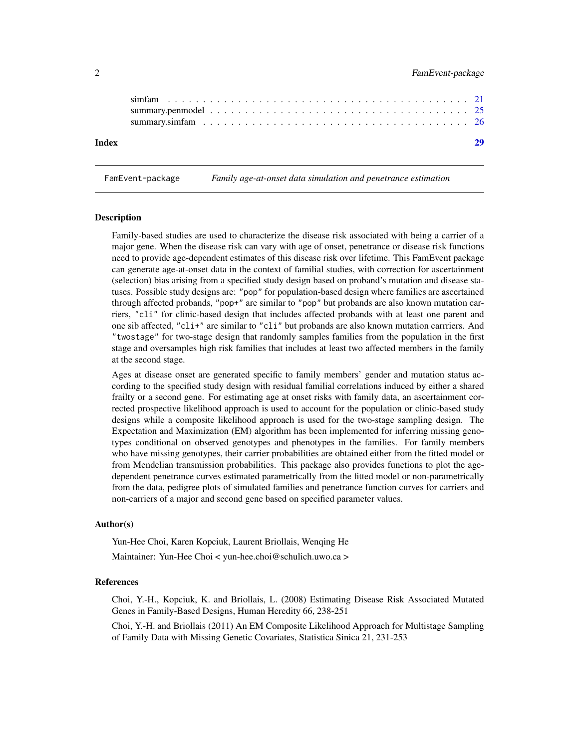| | |
|---|---|
| simfam | 21 |
| summary.penmodel | 25 |
| summary.simfam | 26 |

**Index** **29**

---

`FamEvent-package` *Family age-at-onset data simulation and penetrance estimation*

---

### Description

Family-based studies are used to characterize the disease risk associated with being a carrier of a major gene. When the disease risk can vary with age of onset, penetrance or disease risk functions need to provide age-dependent estimates of this disease risk over lifetime. This FamEvent package can generate age-at-onset data in the context of familial studies, with correction for ascertainment (selection) bias arising from a specified study design based on proband's mutation and disease statuses. Possible study designs are: `"pop"` for population-based design where families are ascertained through affected probands, `"pop+"` are similar to `"pop"` but probands are also known mutation carriers, `"cli"` for clinic-based design that includes affected probands with at least one parent and one sib affected, `"cli+"` are similar to `"cli"` but probands are also known mutation carrriers. And `"twostage"` for two-stage design that randomly samples families from the population in the first stage and oversamples high risk families that includes at least two affected members in the family at the second stage.

Ages at disease onset are generated specific to family members' gender and mutation status according to the specified study design with residual familial correlations induced by either a shared frailty or a second gene. For estimating age at onset risks with family data, an ascertainment corrected prospective likelihood approach is used to account for the population or clinic-based study designs while a composite likelihood approach is used for the two-stage sampling design. The Expectation and Maximization (EM) algorithm has been implemented for inferring missing genotypes conditional on observed genotypes and phenotypes in the families. For family members who have missing genotypes, their carrier probabilities are obtained either from the fitted model or from Mendelian transmission probabilities. This package also provides functions to plot the age-dependent penetrance curves estimated parametrically from the fitted model or non-parametrically from the data, pedigree plots of simulated families and penetrance function curves for carriers and non-carriers of a major and second gene based on specified parameter values.

### Author(s)

Yun-Hee Choi, Karen Kopciuk, Laurent Briollais, Wenqing He

Maintainer: Yun-Hee Choi < yun-hee.choi@schulich.uwo.ca >

### References

Choi, Y.-H., Kopciuk, K. and Briollais, L. (2008) Estimating Disease Risk Associated Mutated Genes in Family-Based Designs, Human Heredity 66, 238-251

Choi, Y.-H. and Briollais (2011) An EM Composite Likelihood Approach for Multistage Sampling of Family Data with Missing Genetic Covariates, Statistica Sinica 21, 231-253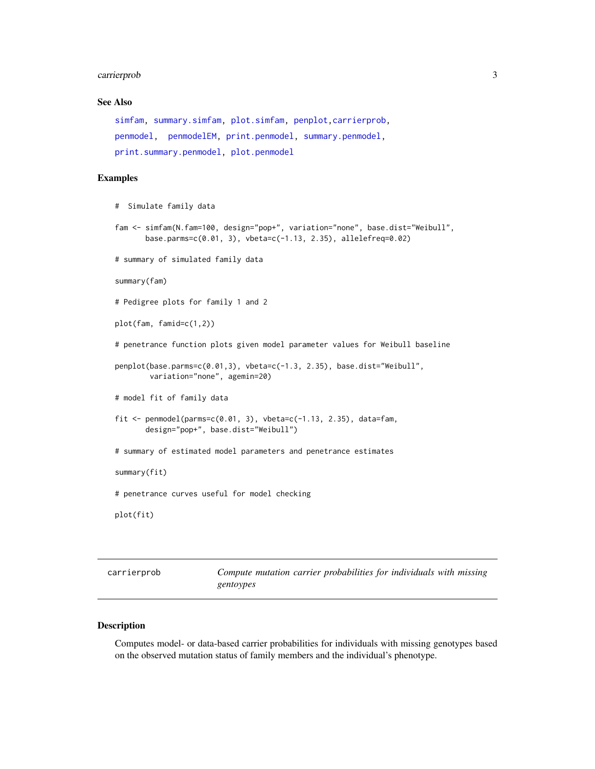### See Also

simfam, summary.simfam, plot.simfam, penplot, carrierprob, penmodel, penmodelEM, print.penmodel, summary.penmodel, print.summary.penmodel, plot.penmodel

### Examples

```
#  Simulate family data

fam <- simfam(N.fam=100, design="pop+", variation="none", base.dist="Weibull",
       base.parms=c(0.01, 3), vbeta=c(-1.13, 2.35), allelefreq=0.02)

# summary of simulated family data

summary(fam)

# Pedigree plots for family 1 and 2

plot(fam, famid=c(1,2))

# penetrance function plots given model parameter values for Weibull baseline

penplot(base.parms=c(0.01,3), vbeta=c(-1.3, 2.35), base.dist="Weibull",
        variation="none", agemin=20)

# model fit of family data

fit <- penmodel(parms=c(0.01, 3), vbeta=c(-1.13, 2.35), data=fam,
       design="pop+", base.dist="Weibull")

# summary of estimated model parameters and penetrance estimates

summary(fit)

# penetrance curves useful for model checking

plot(fit)
```

---

## carrierprob — *Compute mutation carrier probabilities for individuals with missing gentoypes*

---

### Description

Computes model- or data-based carrier probabilities for individuals with missing genotypes based on the observed mutation status of family members and the individual's phenotype.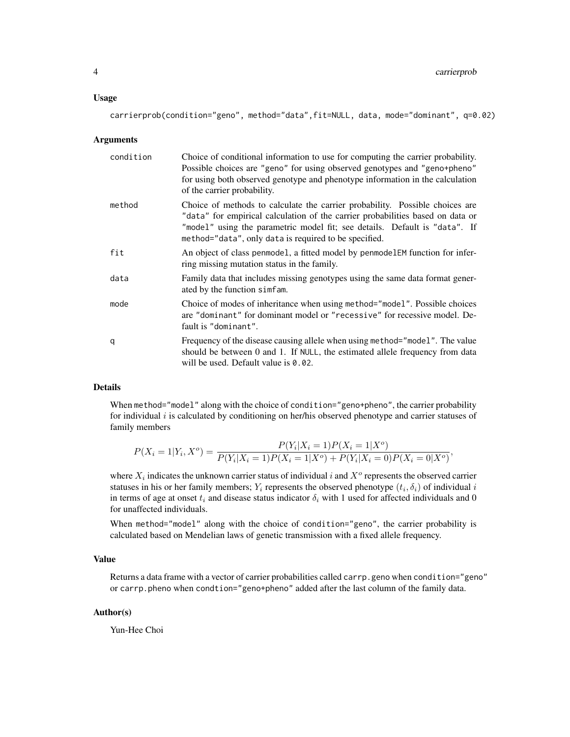### Usage

```
carrierprob(condition="geno", method="data",fit=NULL, data, mode="dominant", q=0.02)
```

### Arguments

| | |
|---|---|
| condition | Choice of conditional information to use for computing the carrier probability. Possible choices are "geno" for using observed genotypes and "geno+pheno" for using both observed genotype and phenotype information in the calculation of the carrier probability. |
| method | Choice of methods to calculate the carrier probability. Possible choices are "data" for empirical calculation of the carrier probabilities based on data or "model" using the parametric model fit; see details. Default is "data". If method="data", only data is required to be specified. |
| fit | An object of class penmodel, a fitted model by penmodelEM function for inferring missing mutation status in the family. |
| data | Family data that includes missing genotypes using the same data format generated by the function simfam. |
| mode | Choice of modes of inheritance when using method="model". Possible choices are "dominant" for dominant model or "recessive" for recessive model. Default is "dominant". |
| q | Frequency of the disease causing allele when using method="model". The value should be between 0 and 1. If NULL, the estimated allele frequency from data will be used. Default value is 0.02. |

### Details

When method="model" along with the choice of condition="geno+pheno", the carrier probability for individual $i$ is calculated by conditioning on her/his observed phenotype and carrier statuses of family members

$$P(X_i = 1|Y_i, X^o) = \frac{P(Y_i|X_i = 1)P(X_i = 1|X^o)}{P(Y_i|X_i = 1)P(X_i = 1|X^o) + P(Y_i|X_i = 0)P(X_i = 0|X^o)},$$

where $X_i$ indicates the unknown carrier status of individual $i$ and $X^o$ represents the observed carrier statuses in his or her family members; $Y_i$ represents the observed phenotype $(t_i, \delta_i)$ of individual $i$ in terms of age at onset $t_i$ and disease status indicator $\delta_i$ with 1 used for affected individuals and 0 for unaffected individuals.

When method="model" along with the choice of condition="geno", the carrier probability is calculated based on Mendelian laws of genetic transmission with a fixed allele frequency.

### Value

Returns a data frame with a vector of carrier probabilities called carrp.geno when condition="geno" or carrp.pheno when condtion="geno+pheno" added after the last column of the family data.

### Author(s)

Yun-Hee Choi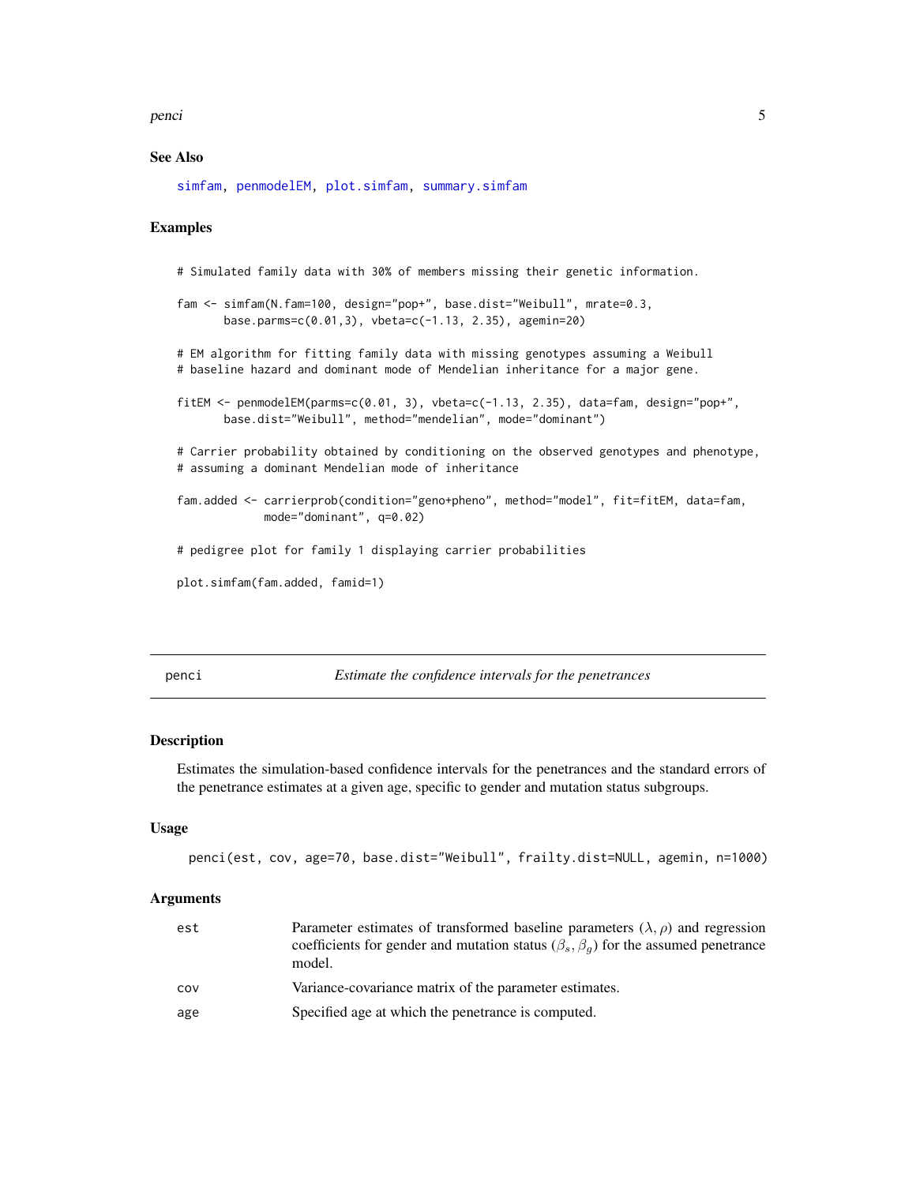### See Also

simfam, penmodelEM, plot.simfam, summary.simfam

### Examples

```
# Simulated family data with 30% of members missing their genetic information.

fam <- simfam(N.fam=100, design="pop+", base.dist="Weibull", mrate=0.3,
       base.parms=c(0.01,3), vbeta=c(-1.13, 2.35), agemin=20)

# EM algorithm for fitting family data with missing genotypes assuming a Weibull
# baseline hazard and dominant mode of Mendelian inheritance for a major gene.

fitEM <- penmodelEM(parms=c(0.01, 3), vbeta=c(-1.13, 2.35), data=fam, design="pop+",
       base.dist="Weibull", method="mendelian", mode="dominant")

# Carrier probability obtained by conditioning on the observed genotypes and phenotype,
# assuming a dominant Mendelian mode of inheritance

fam.added <- carrierprob(condition="geno+pheno", method="model", fit=fitEM, data=fam,
            mode="dominant", q=0.02)

# pedigree plot for family 1 displaying carrier probabilities

plot.simfam(fam.added, famid=1)
```

---

## penci — *Estimate the confidence intervals for the penetrances*

### Description

Estimates the simulation-based confidence intervals for the penetrances and the standard errors of the penetrance estimates at a given age, specific to gender and mutation status subgroups.

### Usage

```
penci(est, cov, age=70, base.dist="Weibull", frailty.dist=NULL, agemin, n=1000)
```

### Arguments

| | |
|---|---|
| est | Parameter estimates of transformed baseline parameters $(\lambda, \rho)$ and regression coefficients for gender and mutation status $(\beta_s, \beta_g)$ for the assumed penetrance model. |
| cov | Variance-covariance matrix of the parameter estimates. |
| age | Specified age at which the penetrance is computed. |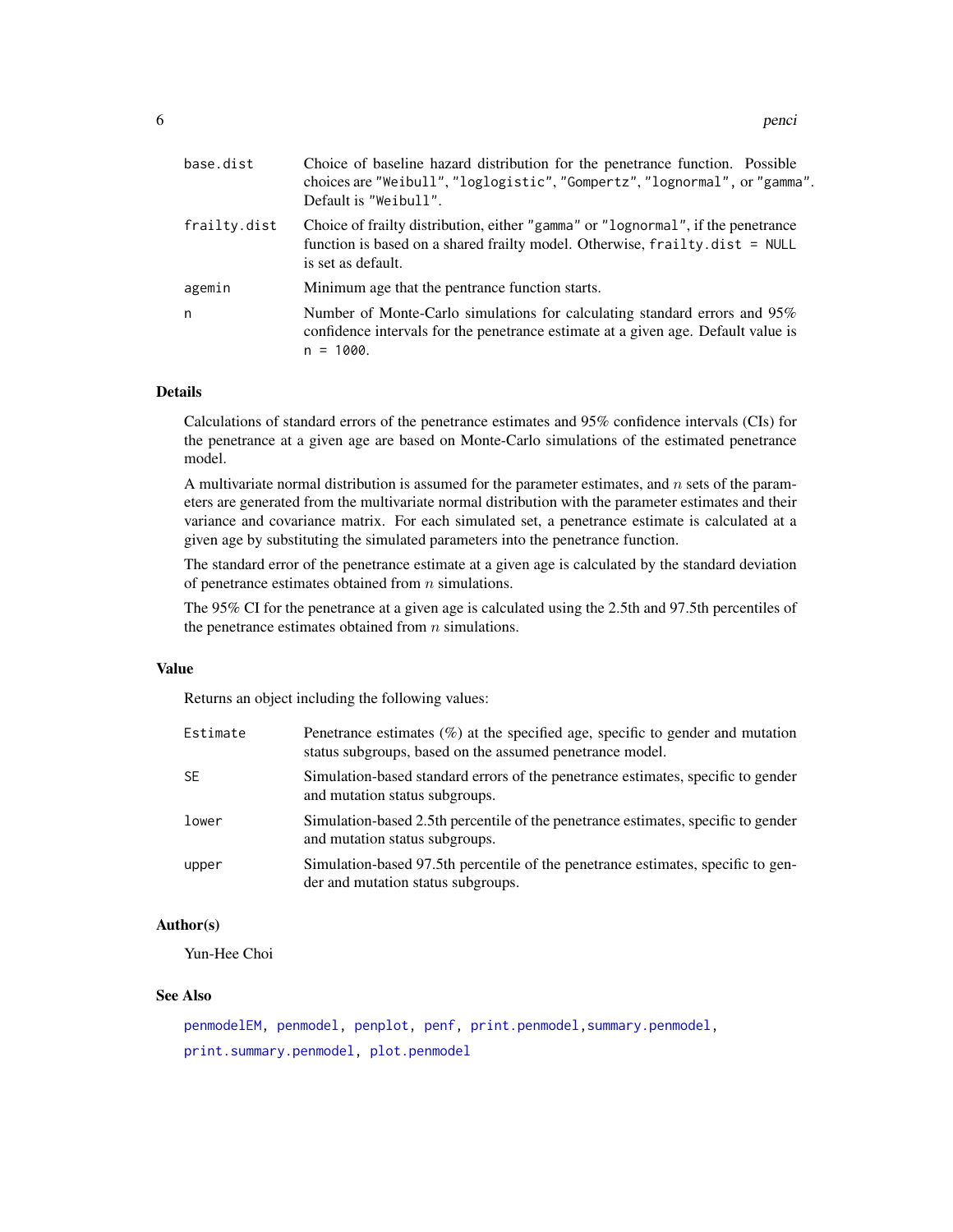| | |
|---|---|
| `base.dist` | Choice of baseline hazard distribution for the penetrance function. Possible choices are `"Weibull"`, `"loglogistic"`, `"Gompertz"`, `"lognormal"`, or `"gamma"`. Default is `"Weibull"`. |
| `frailty.dist` | Choice of frailty distribution, either `"gamma"` or `"lognormal"`, if the penetrance function is based on a shared frailty model. Otherwise, `frailty.dist = NULL` is set as default. |
| `agemin` | Minimum age that the pentrance function starts. |
| `n` | Number of Monte-Carlo simulations for calculating standard errors and 95% confidence intervals for the penetrance estimate at a given age. Default value is `n = 1000`. |

### Details

Calculations of standard errors of the penetrance estimates and 95% confidence intervals (CIs) for the penetrance at a given age are based on Monte-Carlo simulations of the estimated penetrance model.

A multivariate normal distribution is assumed for the parameter estimates, and $n$ sets of the parameters are generated from the multivariate normal distribution with the parameter estimates and their variance and covariance matrix. For each simulated set, a penetrance estimate is calculated at a given age by substituting the simulated parameters into the penetrance function.

The standard error of the penetrance estimate at a given age is calculated by the standard deviation of penetrance estimates obtained from $n$ simulations.

The 95% CI for the penetrance at a given age is calculated using the 2.5th and 97.5th percentiles of the penetrance estimates obtained from $n$ simulations.

### Value

Returns an object including the following values:

| | |
|---|---|
| `Estimate` | Penetrance estimates (%) at the specified age, specific to gender and mutation status subgroups, based on the assumed penetrance model. |
| `SE` | Simulation-based standard errors of the penetrance estimates, specific to gender and mutation status subgroups. |
| `lower` | Simulation-based 2.5th percentile of the penetrance estimates, specific to gender and mutation status subgroups. |
| `upper` | Simulation-based 97.5th percentile of the penetrance estimates, specific to gender and mutation status subgroups. |

### Author(s)

Yun-Hee Choi

### See Also

`penmodelEM`, `penmodel`, `penplot`, `penf`, `print.penmodel`, `summary.penmodel`, `print.summary.penmodel`, `plot.penmodel`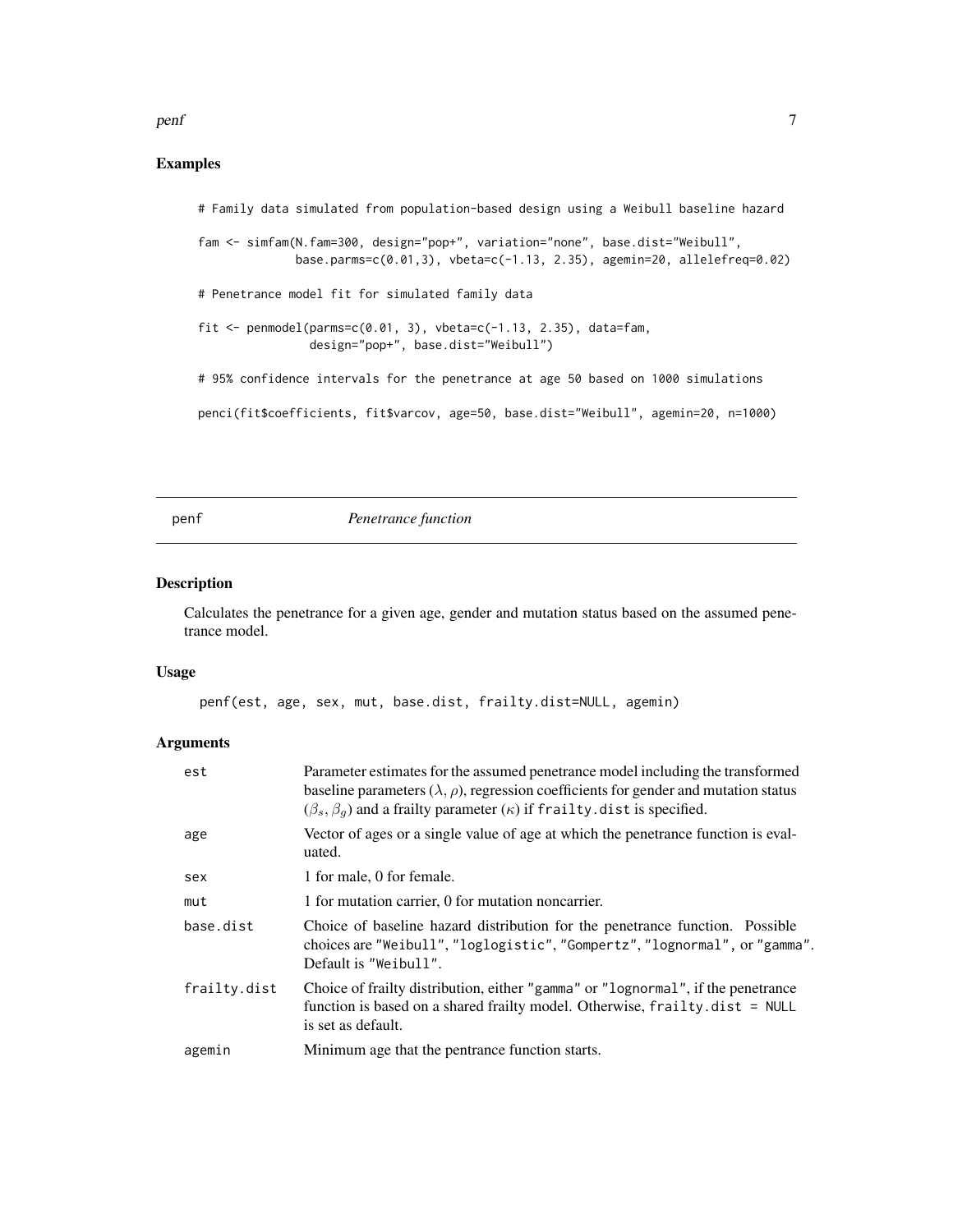## Examples

```
# Family data simulated from population-based design using a Weibull baseline hazard

fam <- simfam(N.fam=300, design="pop+", variation="none", base.dist="Weibull",
            base.parms=c(0.01,3), vbeta=c(-1.13, 2.35), agemin=20, allelefreq=0.02)

# Penetrance model fit for simulated family data

fit <- penmodel(parms=c(0.01, 3), vbeta=c(-1.13, 2.35), data=fam,
               design="pop+", base.dist="Weibull")

# 95% confidence intervals for the penetrance at age 50 based on 1000 simulations

penci(fit$coefficients, fit$varcov, age=50, base.dist="Weibull", agemin=20, n=1000)
```

---

# penf — *Penetrance function*

## Description

Calculates the penetrance for a given age, gender and mutation status based on the assumed penetrance model.

## Usage

```
penf(est, age, sex, mut, base.dist, frailty.dist=NULL, agemin)
```

## Arguments

| | |
|---|---|
| `est` | Parameter estimates for the assumed penetrance model including the transformed baseline parameters ($\lambda, \rho$), regression coefficients for gender and mutation status ($\beta_s, \beta_g$) and a frailty parameter ($\kappa$) if `frailty.dist` is specified. |
| `age` | Vector of ages or a single value of age at which the penetrance function is evaluated. |
| `sex` | 1 for male, 0 for female. |
| `mut` | 1 for mutation carrier, 0 for mutation noncarrier. |
| `base.dist` | Choice of baseline hazard distribution for the penetrance function. Possible choices are `"Weibull"`, `"loglogistic"`, `"Gompertz"`, `"lognormal"`, or `"gamma"`. Default is `"Weibull"`. |
| `frailty.dist` | Choice of frailty distribution, either `"gamma"` or `"lognormal"`, if the penetrance function is based on a shared frailty model. Otherwise, `frailty.dist = NULL` is set as default. |
| `agemin` | Minimum age that the pentrance function starts. |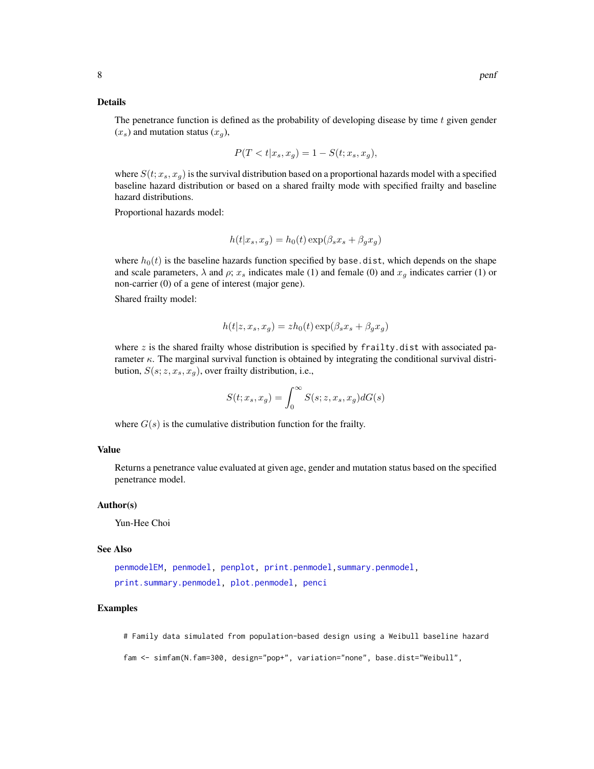### Details

The penetrance function is defined as the probability of developing disease by time $t$ given gender ($x_s$) and mutation status ($x_g$),

$$P(T < t|x_s, x_g) = 1 - S(t; x_s, x_g),$$

where $S(t; x_s, x_g)$ is the survival distribution based on a proportional hazards model with a specified baseline hazard distribution or based on a shared frailty mode with specified frailty and baseline hazard distributions.

Proportional hazards model:

$$h(t|x_s, x_g) = h_0(t) \exp(\beta_s x_s + \beta_g x_g)$$

where $h_0(t)$ is the baseline hazards function specified by `base.dist`, which depends on the shape and scale parameters, $\lambda$ and $\rho$; $x_s$ indicates male (1) and female (0) and $x_g$ indicates carrier (1) or non-carrier (0) of a gene of interest (major gene).

Shared frailty model:

$$h(t|z, x_s, x_g) = z h_0(t) \exp(\beta_s x_s + \beta_g x_g)$$

where $z$ is the shared frailty whose distribution is specified by `frailty.dist` with associated parameter $\kappa$. The marginal survival function is obtained by integrating the conditional survival distribution, $S(s; z, x_s, x_g)$, over frailty distribution, i.e.,

$$S(t; x_s, x_g) = \int_0^\infty S(s; z, x_s, x_g) dG(s)$$

where $G(s)$ is the cumulative distribution function for the frailty.

### Value

Returns a penetrance value evaluated at given age, gender and mutation status based on the specified penetrance model.

### Author(s)

Yun-Hee Choi

### See Also

`penmodelEM`, `penmodel`, `penplot`, `print.penmodel`, `summary.penmodel`, `print.summary.penmodel`, `plot.penmodel`, `penci`

### Examples

```
# Family data simulated from population-based design using a Weibull baseline hazard

fam <- simfam(N.fam=300, design="pop+", variation="none", base.dist="Weibull",
```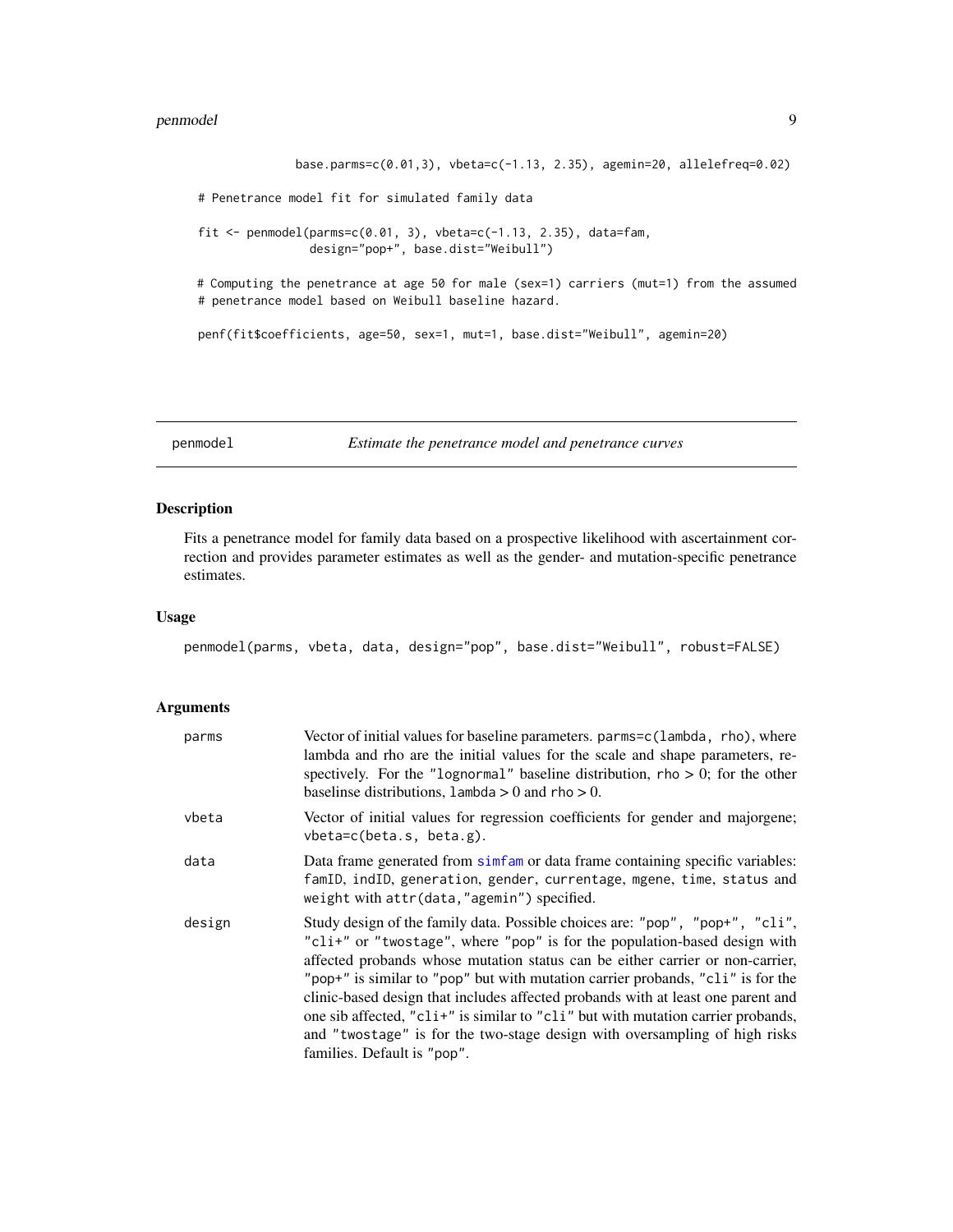```
               base.parms=c(0.01,3), vbeta=c(-1.13, 2.35), agemin=20, allelefreq=0.02)

# Penetrance model fit for simulated family data

fit <- penmodel(parms=c(0.01, 3), vbeta=c(-1.13, 2.35), data=fam,
                design="pop+", base.dist="Weibull")

# Computing the penetrance at age 50 for male (sex=1) carriers (mut=1) from the assumed
# penetrance model based on Weibull baseline hazard.

penf(fit$coefficients, age=50, sex=1, mut=1, base.dist="Weibull", agemin=20)
```

---

## penmodel — *Estimate the penetrance model and penetrance curves*

### Description

Fits a penetrance model for family data based on a prospective likelihood with ascertainment correction and provides parameter estimates as well as the gender- and mutation-specific penetrance estimates.

### Usage

```
penmodel(parms, vbeta, data, design="pop", base.dist="Weibull", robust=FALSE)
```

### Arguments

| | |
|---|---|
| parms | Vector of initial values for baseline parameters. `parms=c(lambda, rho)`, where lambda and rho are the initial values for the scale and shape parameters, respectively. For the `"lognormal"` baseline distribution, rho > 0; for the other baselinse distributions, `lambda` > 0 and rho > 0. |
| vbeta | Vector of initial values for regression coefficients for gender and majorgene; `vbeta=c(beta.s, beta.g)`. |
| data | Data frame generated from `simfam` or data frame containing specific variables: `famID, indID, generation, gender, currentage, mgene, time, status` and `weight` with `attr(data,"agemin")` specified. |
| design | Study design of the family data. Possible choices are: `"pop", "pop+", "cli", "cli+"` or `"twostage"`, where `"pop"` is for the population-based design with affected probands whose mutation status can be either carrier or non-carrier, `"pop+"` is similar to `"pop"` but with mutation carrier probands, `"cli"` is for the clinic-based design that includes affected probands with at least one parent and one sib affected, `"cli+"` is similar to `"cli"` but with mutation carrier probands, and `"twostage"` is for the two-stage design with oversampling of high risks families. Default is `"pop"`. |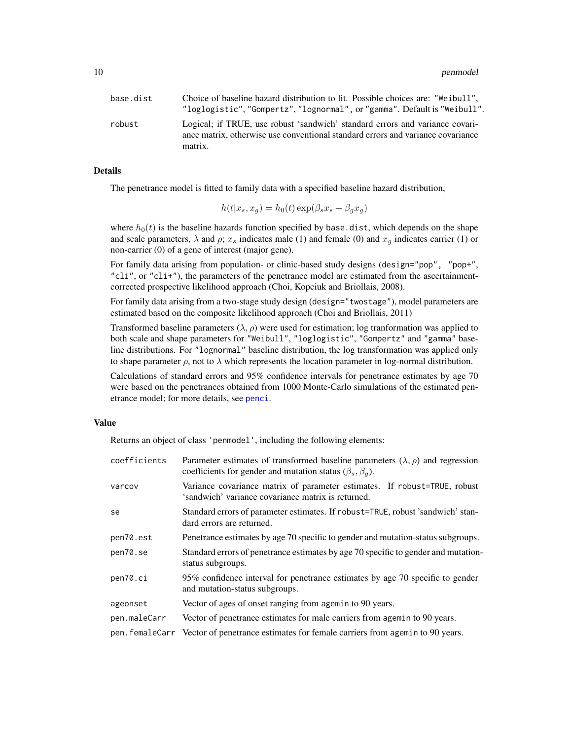| | |
|---|---|
| base.dist | Choice of baseline hazard distribution to fit. Possible choices are: "Weibull", "loglogistic", "Gompertz", "lognormal", or "gamma". Default is "Weibull". |
| robust | Logical; if TRUE, use robust 'sandwich' standard errors and variance covariance matrix, otherwise use conventional standard errors and variance covariance matrix. |

### Details

The penetrance model is fitted to family data with a specified baseline hazard distribution,

$$h(t|x_s, x_g) = h_0(t)\exp(\beta_s x_s + \beta_g x_g)$$

where $h_0(t)$ is the baseline hazards function specified by `base.dist`, which depends on the shape and scale parameters, $\lambda$ and $\rho$; $x_s$ indicates male (1) and female (0) and $x_g$ indicates carrier (1) or non-carrier (0) of a gene of interest (major gene).

For family data arising from population- or clinic-based study designs (`design="pop", "pop+", "cli", or "cli+"`), the parameters of the penetrance model are estimated from the ascertainment-corrected prospective likelihood approach (Choi, Kopciuk and Briollais, 2008).

For family data arising from a two-stage study design (`design="twostage"`), model parameters are estimated based on the composite likelihood approach (Choi and Briollais, 2011)

Transformed baseline parameters $(\lambda, \rho)$ were used for estimation; log tranformation was applied to both scale and shape parameters for "Weibull", "loglogistic", "Gompertz" and "gamma" baseline distributions. For "lognormal" baseline distribution, the log transformation was applied only to shape parameter $\rho$, not to $\lambda$ which represents the location parameter in log-normal distribution.

Calculations of standard errors and 95% confidence intervals for penetrance estimates by age 70 were based on the penetrances obtained from 1000 Monte-Carlo simulations of the estimated penetrance model; for more details, see `penci`.

### Value

Returns an object of class 'penmodel', including the following elements:

| | |
|---|---|
| coefficients | Parameter estimates of transformed baseline parameters $(\lambda, \rho)$ and regression coefficients for gender and mutation status $(\beta_s, \beta_g)$. |
| varcov | Variance covariance matrix of parameter estimates. If robust=TRUE, robust 'sandwich' variance covariance matrix is returned. |
| se | Standard errors of parameter estimates. If robust=TRUE, robust 'sandwich' standard errors are returned. |
| pen70.est | Penetrance estimates by age 70 specific to gender and mutation-status subgroups. |
| pen70.se | Standard errors of penetrance estimates by age 70 specific to gender and mutation-status subgroups. |
| pen70.ci | 95% confidence interval for penetrance estimates by age 70 specific to gender and mutation-status subgroups. |
| ageonset | Vector of ages of onset ranging from agemin to 90 years. |
| pen.maleCarr | Vector of penetrance estimates for male carriers from agemin to 90 years. |
| pen.femaleCarr | Vector of penetrance estimates for female carriers from agemin to 90 years. |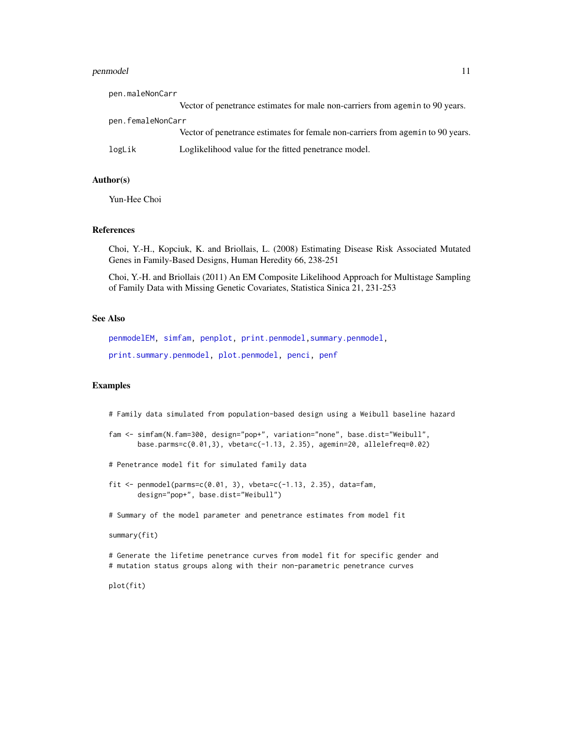pen.maleNonCarr
: Vector of penetrance estimates for male non-carriers from agemin to 90 years.

pen.femaleNonCarr
: Vector of penetrance estimates for female non-carriers from agemin to 90 years.

logLik
: Loglikelihood value for the fitted penetrance model.

## Author(s)

Yun-Hee Choi

## References

Choi, Y.-H., Kopciuk, K. and Briollais, L. (2008) Estimating Disease Risk Associated Mutated Genes in Family-Based Designs, Human Heredity 66, 238-251

Choi, Y.-H. and Briollais (2011) An EM Composite Likelihood Approach for Multistage Sampling of Family Data with Missing Genetic Covariates, Statistica Sinica 21, 231-253

## See Also

penmodelEM, simfam, penplot, print.penmodel, summary.penmodel, print.summary.penmodel, plot.penmodel, penci, penf

## Examples

```
# Family data simulated from population-based design using a Weibull baseline hazard

fam <- simfam(N.fam=300, design="pop+", variation="none", base.dist="Weibull",
       base.parms=c(0.01,3), vbeta=c(-1.13, 2.35), agemin=20, allelefreq=0.02)

# Penetrance model fit for simulated family data

fit <- penmodel(parms=c(0.01, 3), vbeta=c(-1.13, 2.35), data=fam,
       design="pop+", base.dist="Weibull")

# Summary of the model parameter and penetrance estimates from model fit

summary(fit)

# Generate the lifetime penetrance curves from model fit for specific gender and
# mutation status groups along with their non-parametric penetrance curves

plot(fit)
```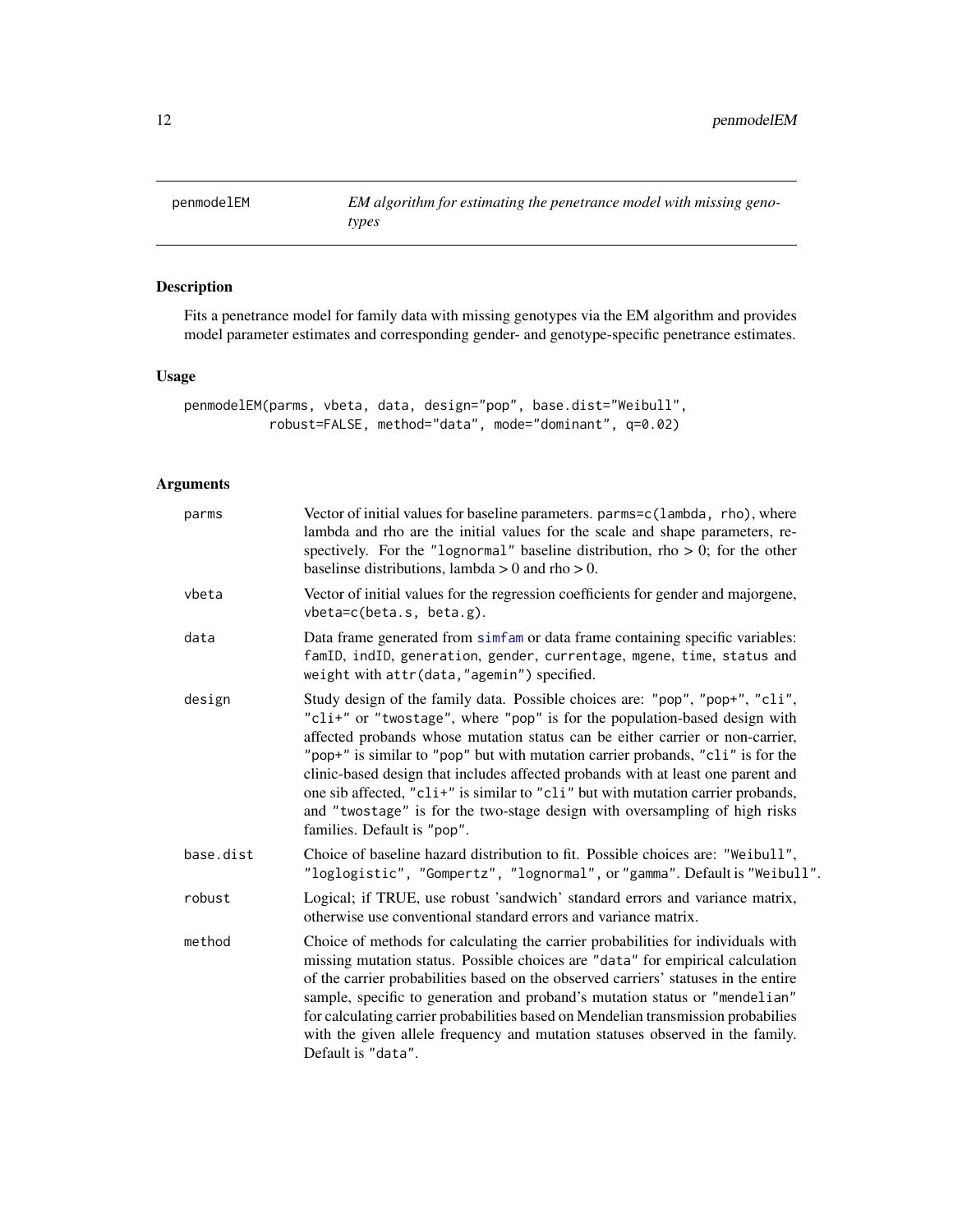## penmodelEM — *EM algorithm for estimating the penetrance model with missing genotypes*

### Description

Fits a penetrance model for family data with missing genotypes via the EM algorithm and provides model parameter estimates and corresponding gender- and genotype-specific penetrance estimates.

### Usage

```
penmodelEM(parms, vbeta, data, design="pop", base.dist="Weibull",
           robust=FALSE, method="data", mode="dominant", q=0.02)
```

### Arguments

| | |
|---|---|
| parms | Vector of initial values for baseline parameters. `parms=c(lambda, rho)`, where lambda and rho are the initial values for the scale and shape parameters, respectively. For the `"lognormal"` baseline distribution, rho > 0; for the other baselinse distributions, lambda > 0 and rho > 0. |
| vbeta | Vector of initial values for the regression coefficients for gender and majorgene, `vbeta=c(beta.s, beta.g)`. |
| data | Data frame generated from `simfam` or data frame containing specific variables: `famID`, `indID`, `generation`, `gender`, `currentage`, `mgene`, `time`, `status` and `weight` with `attr(data,"agemin")` specified. |
| design | Study design of the family data. Possible choices are: `"pop"`, `"pop+"`, `"cli"`, `"cli+"` or `"twostage"`, where `"pop"` is for the population-based design with affected probands whose mutation status can be either carrier or non-carrier, `"pop+"` is similar to `"pop"` but with mutation carrier probands, `"cli"` is for the clinic-based design that includes affected probands with at least one parent and one sib affected, `"cli+"` is similar to `"cli"` but with mutation carrier probands, and `"twostage"` is for the two-stage design with oversampling of high risks families. Default is `"pop"`. |
| base.dist | Choice of baseline hazard distribution to fit. Possible choices are: `"Weibull"`, `"loglogistic"`, `"Gompertz"`, `"lognormal"`, or `"gamma"`. Default is `"Weibull"`. |
| robust | Logical; if TRUE, use robust 'sandwich' standard errors and variance matrix, otherwise use conventional standard errors and variance matrix. |
| method | Choice of methods for calculating the carrier probabilities for individuals with missing mutation status. Possible choices are `"data"` for empirical calculation of the carrier probabilities based on the observed carriers' statuses in the entire sample, specific to generation and proband's mutation status or `"mendelian"` for calculating carrier probabilities based on Mendelian transmission probabilies with the given allele frequency and mutation statuses observed in the family. Default is `"data"`. |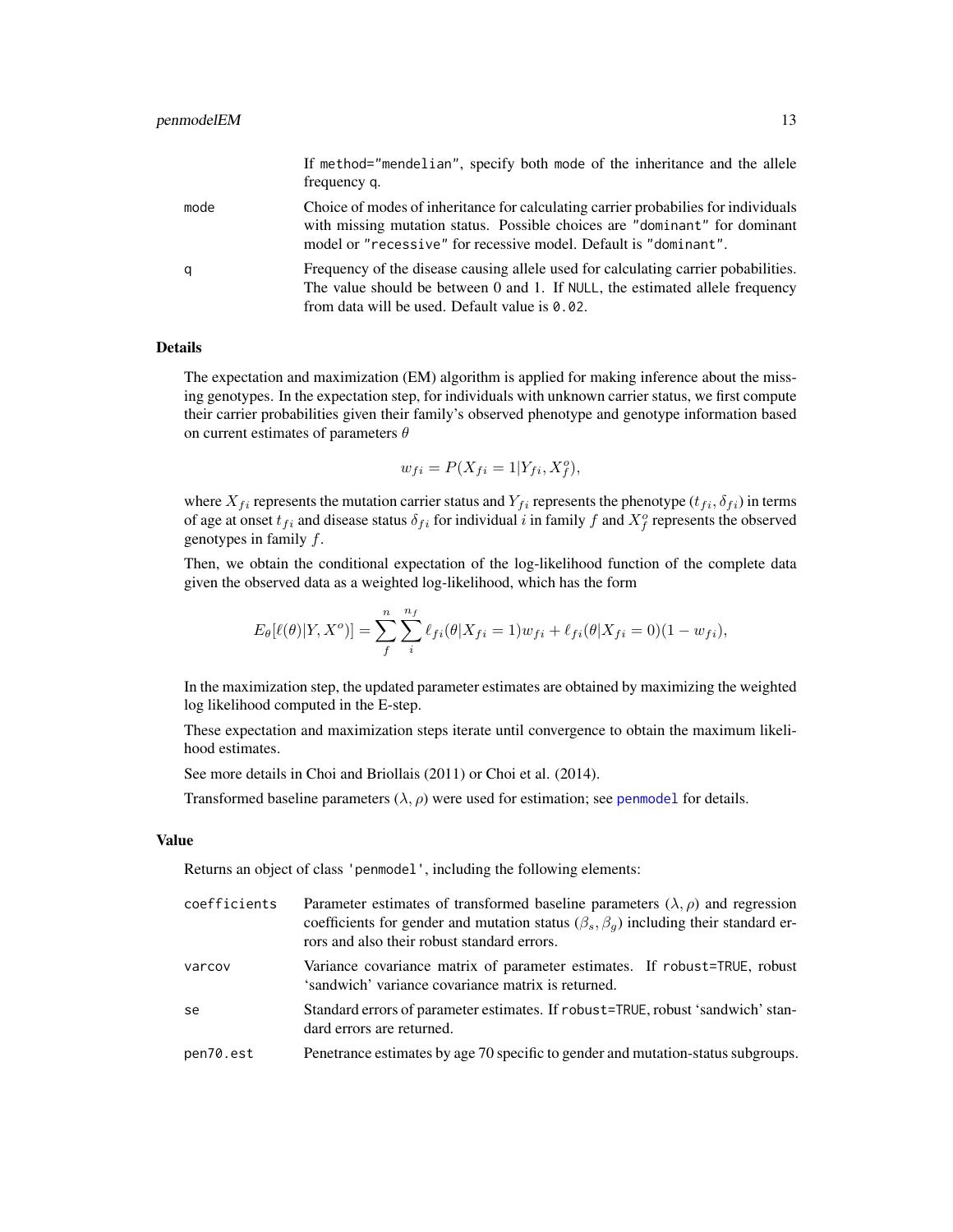If method="mendelian", specify both mode of the inheritance and the allele frequency q.

mode
: Choice of modes of inheritance for calculating carrier probabilies for individuals with missing mutation status. Possible choices are "dominant" for dominant model or "recessive" for recessive model. Default is "dominant".

q
: Frequency of the disease causing allele used for calculating carrier pobabilities. The value should be between 0 and 1. If NULL, the estimated allele frequency from data will be used. Default value is 0.02.

## Details

The expectation and maximization (EM) algorithm is applied for making inference about the missing genotypes. In the expectation step, for individuals with unknown carrier status, we first compute their carrier probabilities given their family's observed phenotype and genotype information based on current estimates of parameters $\theta$

$$w_{fi} = P(X_{fi} = 1 | Y_{fi}, X_f^o),$$

where $X_{fi}$ represents the mutation carrier status and $Y_{fi}$ represents the phenotype $(t_{fi}, \delta_{fi})$ in terms of age at onset $t_{fi}$ and disease status $\delta_{fi}$ for individual $i$ in family $f$ and $X_f^o$ represents the observed genotypes in family $f$.

Then, we obtain the conditional expectation of the log-likelihood function of the complete data given the observed data as a weighted log-likelihood, which has the form

$$E_\theta[\ell(\theta)|Y, X^o)] = \sum_f^n \sum_i^{n_f} \ell_{fi}(\theta | X_{fi} = 1) w_{fi} + \ell_{fi}(\theta | X_{fi} = 0)(1 - w_{fi}),$$

In the maximization step, the updated parameter estimates are obtained by maximizing the weighted log likelihood computed in the E-step.

These expectation and maximization steps iterate until convergence to obtain the maximum likelihood estimates.

See more details in Choi and Briollais (2011) or Choi et al. (2014).

Transformed baseline parameters $(\lambda, \rho)$ were used for estimation; see penmodel for details.

## Value

Returns an object of class 'penmodel', including the following elements:

coefficients
: Parameter estimates of transformed baseline parameters $(\lambda, \rho)$ and regression coefficients for gender and mutation status $(\beta_s, \beta_g)$ including their standard errors and also their robust standard errors.

varcov
: Variance covariance matrix of parameter estimates. If robust=TRUE, robust 'sandwich' variance covariance matrix is returned.

se
: Standard errors of parameter estimates. If robust=TRUE, robust 'sandwich' standard errors are returned.

pen70.est
: Penetrance estimates by age 70 specific to gender and mutation-status subgroups.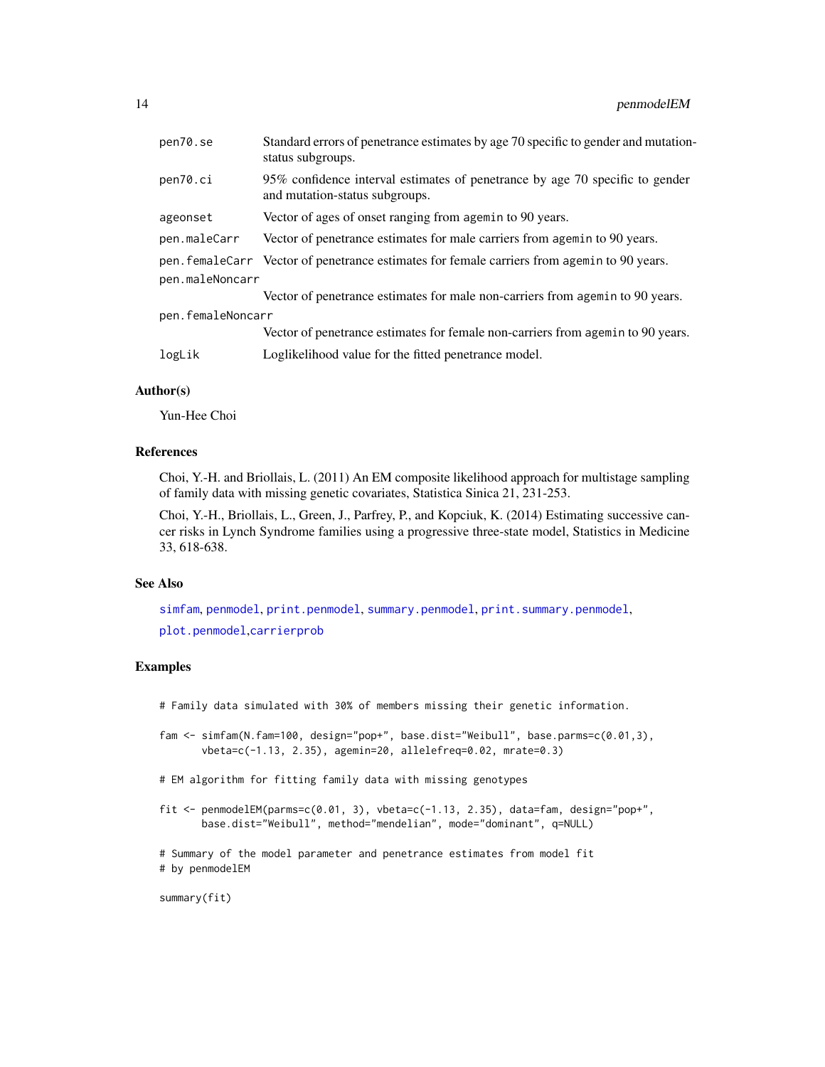| | |
|---|---|
| pen70.se | Standard errors of penetrance estimates by age 70 specific to gender and mutation-status subgroups. |
| pen70.ci | 95% confidence interval estimates of penetrance by age 70 specific to gender and mutation-status subgroups. |
| ageonset | Vector of ages of onset ranging from agemin to 90 years. |
| pen.maleCarr | Vector of penetrance estimates for male carriers from agemin to 90 years. |
| pen.femaleCarr | Vector of penetrance estimates for female carriers from agemin to 90 years. |
| pen.maleNoncarr | Vector of penetrance estimates for male non-carriers from agemin to 90 years. |
| pen.femaleNoncarr | Vector of penetrance estimates for female non-carriers from agemin to 90 years. |
| logLik | Loglikelihood value for the fitted penetrance model. |

## Author(s)

Yun-Hee Choi

## References

Choi, Y.-H. and Briollais, L. (2011) An EM composite likelihood approach for multistage sampling of family data with missing genetic covariates, Statistica Sinica 21, 231-253.

Choi, Y.-H., Briollais, L., Green, J., Parfrey, P., and Kopciuk, K. (2014) Estimating successive cancer risks in Lynch Syndrome families using a progressive three-state model, Statistics in Medicine 33, 618-638.

## See Also

simfam, penmodel, print.penmodel, summary.penmodel, print.summary.penmodel, plot.penmodel,carrierprob

## Examples

```
# Family data simulated with 30% of members missing their genetic information.

fam <- simfam(N.fam=100, design="pop+", base.dist="Weibull", base.parms=c(0.01,3),
       vbeta=c(-1.13, 2.35), agemin=20, allelefreq=0.02, mrate=0.3)

# EM algorithm for fitting family data with missing genotypes

fit <- penmodelEM(parms=c(0.01, 3), vbeta=c(-1.13, 2.35), data=fam, design="pop+",
       base.dist="Weibull", method="mendelian", mode="dominant", q=NULL)

# Summary of the model parameter and penetrance estimates from model fit
# by penmodelEM

summary(fit)
```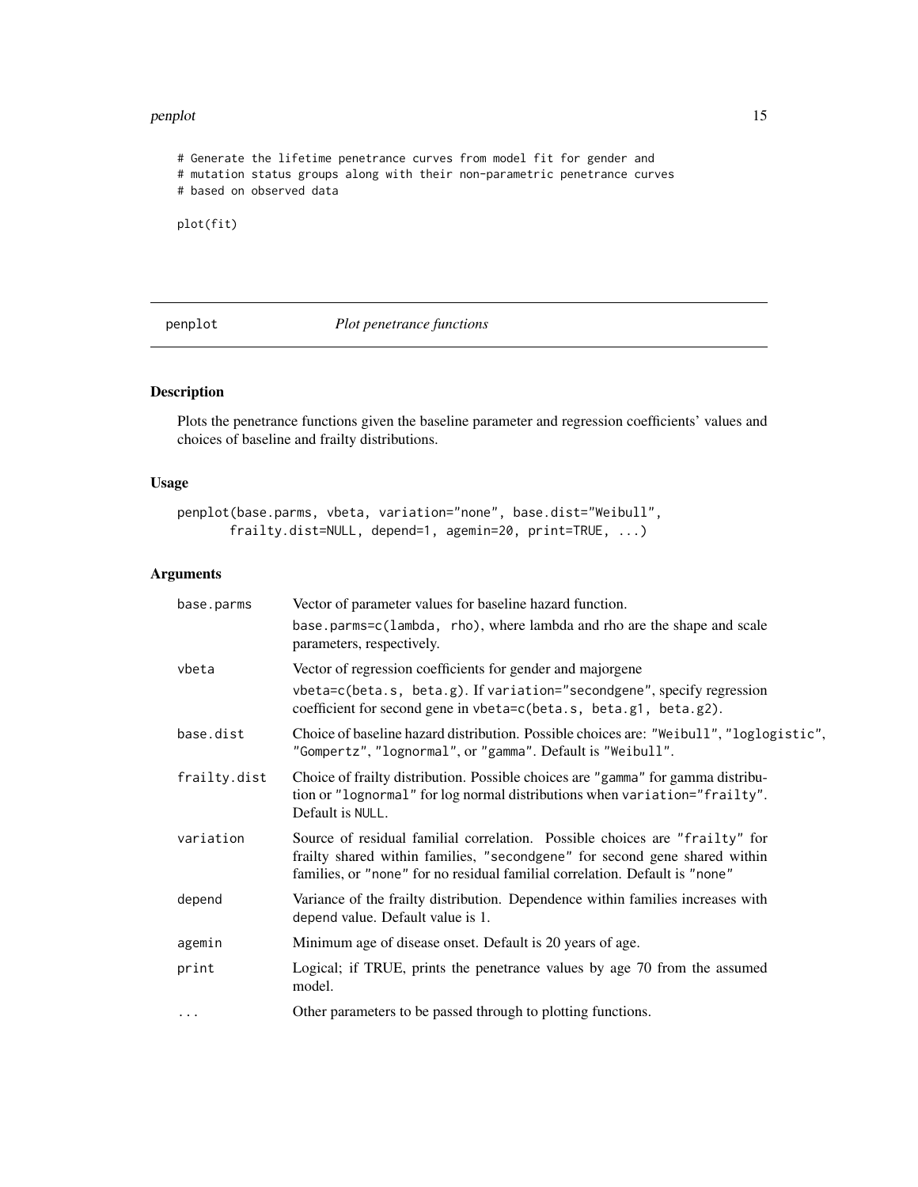```
# Generate the lifetime penetrance curves from model fit for gender and
# mutation status groups along with their non-parametric penetrance curves
# based on observed data

plot(fit)
```

---

## penplot    *Plot penetrance functions*

### Description

Plots the penetrance functions given the baseline parameter and regression coefficients' values and choices of baseline and frailty distributions.

### Usage

```
penplot(base.parms, vbeta, variation="none", base.dist="Weibull",
       frailty.dist=NULL, depend=1, agemin=20, print=TRUE, ...)
```

### Arguments

| | |
|---|---|
| `base.parms` | Vector of parameter values for baseline hazard function. `base.parms=c(lambda, rho)`, where lambda and rho are the shape and scale parameters, respectively. |
| `vbeta` | Vector of regression coefficients for gender and majorgene `vbeta=c(beta.s, beta.g)`. If `variation="secondgene"`, specify regression coefficient for second gene in `vbeta=c(beta.s, beta.g1, beta.g2)`. |
| `base.dist` | Choice of baseline hazard distribution. Possible choices are: `"Weibull"`, `"loglogistic"`, `"Gompertz"`, `"lognormal"`, or `"gamma"`. Default is `"Weibull"`. |
| `frailty.dist` | Choice of frailty distribution. Possible choices are `"gamma"` for gamma distribution or `"lognormal"` for log normal distributions when `variation="frailty"`. Default is `NULL`. |
| `variation` | Source of residual familial correlation. Possible choices are `"frailty"` for frailty shared within families, `"secondgene"` for second gene shared within families, or `"none"` for no residual familial correlation. Default is `"none"` |
| `depend` | Variance of the frailty distribution. Dependence within families increases with `depend` value. Default value is 1. |
| `agemin` | Minimum age of disease onset. Default is 20 years of age. |
| `print` | Logical; if TRUE, prints the penetrance values by age 70 from the assumed model. |
| `...` | Other parameters to be passed through to plotting functions. |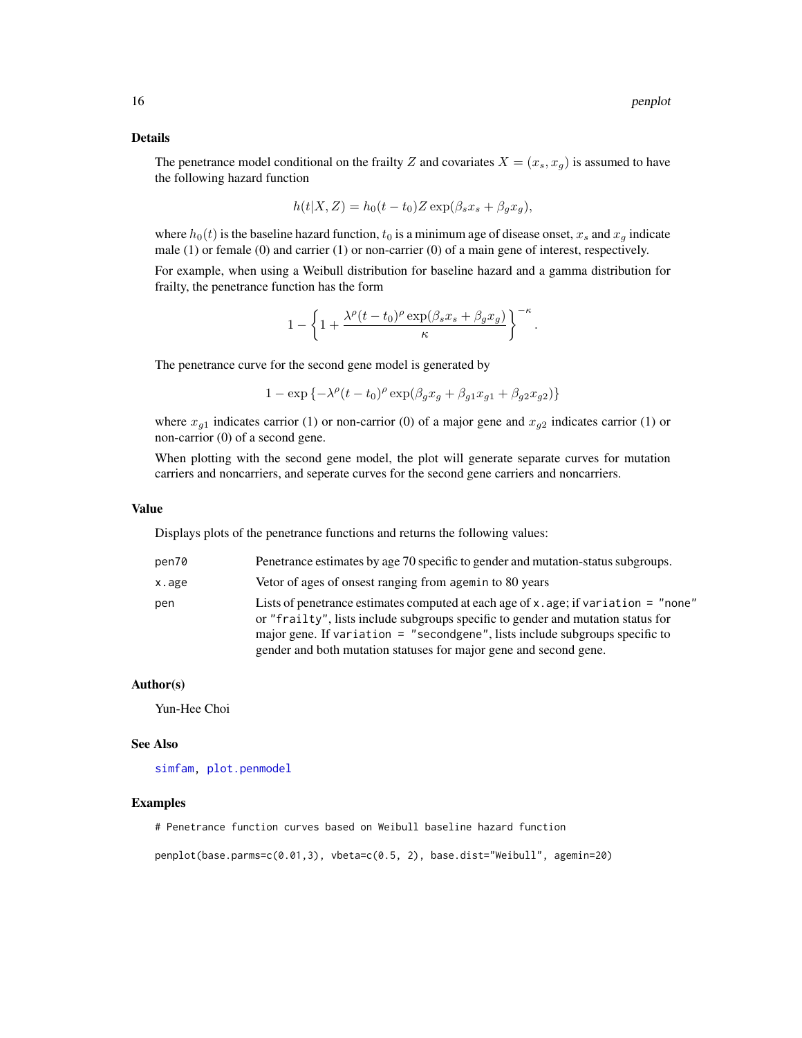## Details

The penetrance model conditional on the frailty $Z$ and covariates $X = (x_s, x_g)$ is assumed to have the following hazard function

$$h(t|X, Z) = h_0(t - t_0)Z \exp(\beta_s x_s + \beta_g x_g),$$

where $h_0(t)$ is the baseline hazard function, $t_0$ is a minimum age of disease onset, $x_s$ and $x_g$ indicate male (1) or female (0) and carrier (1) or non-carrier (0) of a main gene of interest, respectively.

For example, when using a Weibull distribution for baseline hazard and a gamma distribution for frailty, the penetrance function has the form

$$1 - \left\{1 + \frac{\lambda^\rho (t - t_0)^\rho \exp(\beta_s x_s + \beta_g x_g)}{\kappa}\right\}^{-\kappa}.$$

The penetrance curve for the second gene model is generated by

$$1 - \exp\left\{-\lambda^\rho (t - t_0)^\rho \exp(\beta_g x_g + \beta_{g1} x_{g1} + \beta_{g2} x_{g2})\right\}$$

where $x_{g1}$ indicates carrior (1) or non-carrior (0) of a major gene and $x_{g2}$ indicates carrior (1) or non-carrior (0) of a second gene.

When plotting with the second gene model, the plot will generate separate curves for mutation carriers and noncarriers, and seperate curves for the second gene carriers and noncarriers.

## Value

Displays plots of the penetrance functions and returns the following values:

| | |
|---|---|
| `pen70` | Penetrance estimates by age 70 specific to gender and mutation-status subgroups. |
| `x.age` | Vetor of ages of onsest ranging from `agemin` to 80 years |
| `pen` | Lists of penetrance estimates computed at each age of `x.age`; if `variation = "none"` or `"frailty"`, lists include subgroups specific to gender and mutation status for major gene. If `variation = "secondgene"`, lists include subgroups specific to gender and both mutation statuses for major gene and second gene. |

## Author(s)

Yun-Hee Choi

## See Also

`simfam`, `plot.penmodel`

## Examples

```
# Penetrance function curves based on Weibull baseline hazard function

penplot(base.parms=c(0.01,3), vbeta=c(0.5, 2), base.dist="Weibull", agemin=20)
```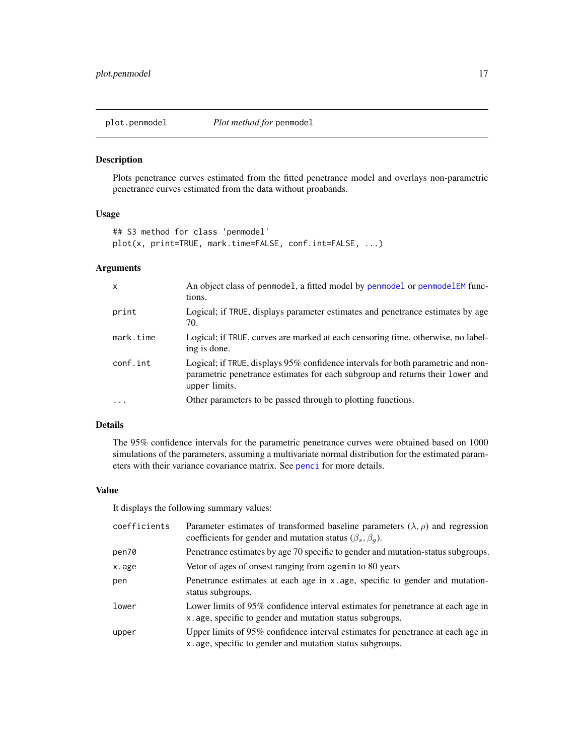## plot.penmodel *Plot method for* penmodel

### Description

Plots penetrance curves estimated from the fitted penetrance model and overlays non-parametric penetrance curves estimated from the data without proabands.

### Usage

```
## S3 method for class 'penmodel'
plot(x, print=TRUE, mark.time=FALSE, conf.int=FALSE, ...)
```

### Arguments

| | |
|---|---|
| `x` | An object class of `penmodel`, a fitted model by `penmodel` or `penmodelEM` functions. |
| `print` | Logical; if `TRUE`, displays parameter estimates and penetrance estimates by age 70. |
| `mark.time` | Logical; if `TRUE`, curves are marked at each censoring time, otherwise, no labeling is done. |
| `conf.int` | Logical; if `TRUE`, displays 95% confidence intervals for both parametric and non-parametric penetrance estimates for each subgroup and returns their `lower` and `upper` limits. |
| `...` | Other parameters to be passed through to plotting functions. |

### Details

The 95% confidence intervals for the parametric penetrance curves were obtained based on 1000 simulations of the parameters, assuming a multivariate normal distribution for the estimated parameters with their variance covariance matrix. See `penci` for more details.

### Value

It displays the following summary values:

| | |
|---|---|
| `coefficients` | Parameter estimates of transformed baseline parameters $(\lambda, \rho)$ and regression coefficients for gender and mutation status $(\beta_s, \beta_g)$. |
| `pen70` | Penetrance estimates by age 70 specific to gender and mutation-status subgroups. |
| `x.age` | Vetor of ages of onset ranging from `agemin` to 80 years |
| `pen` | Penetrance estimates at each age in `x.age`, specific to gender and mutation-status subgroups. |
| `lower` | Lower limits of 95% confidence interval estimates for penetrance at each age in `x.age`, specific to gender and mutation status subgroups. |
| `upper` | Upper limits of 95% confidence interval estimates for penetrance at each age in `x.age`, specific to gender and mutation status subgroups. |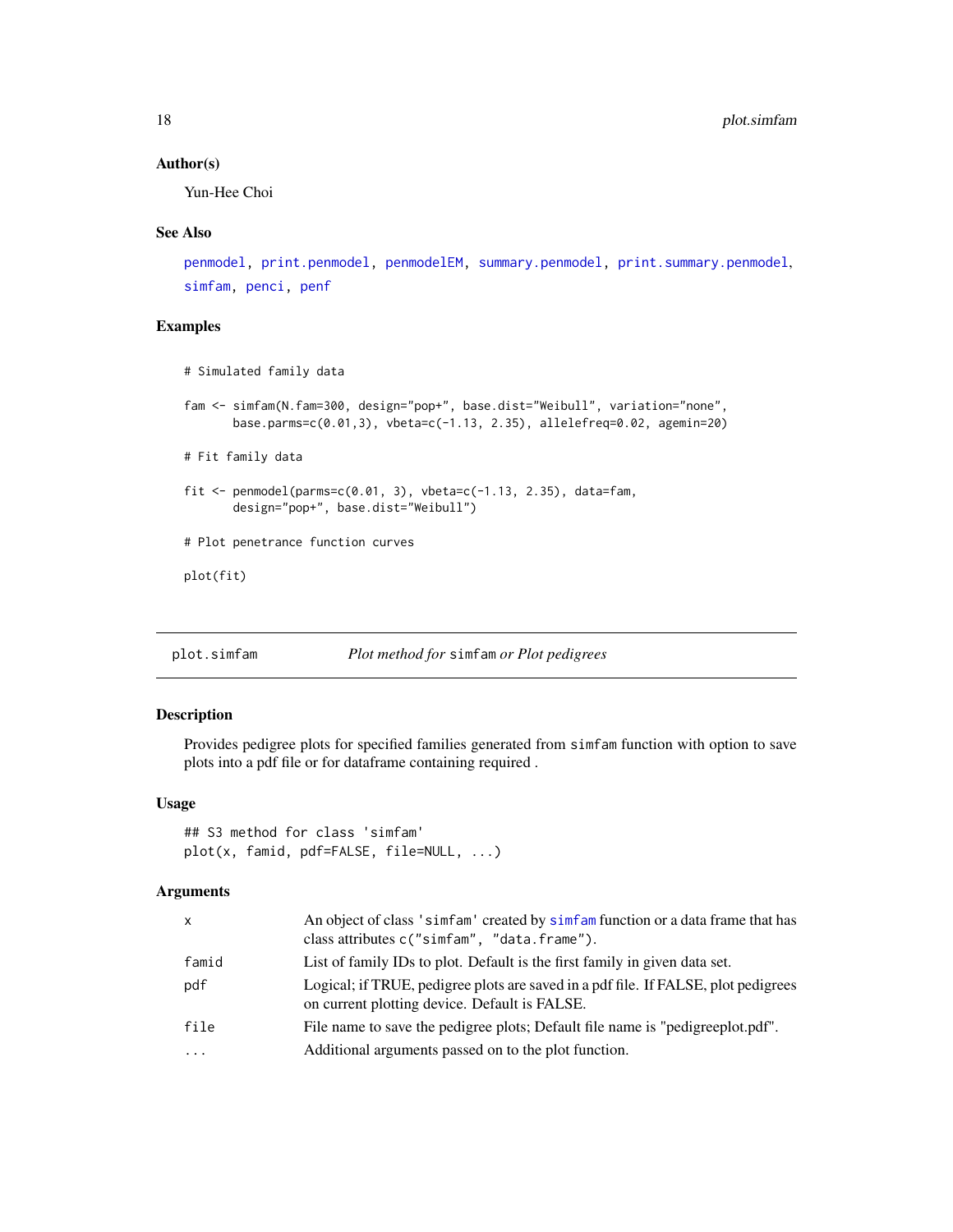### Author(s)

Yun-Hee Choi

### See Also

penmodel, print.penmodel, penmodelEM, summary.penmodel, print.summary.penmodel, simfam, penci, penf

### Examples

```
# Simulated family data

fam <- simfam(N.fam=300, design="pop+", base.dist="Weibull", variation="none",
       base.parms=c(0.01,3), vbeta=c(-1.13, 2.35), allelefreq=0.02, agemin=20)

# Fit family data

fit <- penmodel(parms=c(0.01, 3), vbeta=c(-1.13, 2.35), data=fam,
       design="pop+", base.dist="Weibull")

# Plot penetrance function curves

plot(fit)
```

---

## plot.simfam — *Plot method for* `simfam` *or Plot pedigrees*

### Description

Provides pedigree plots for specified families generated from `simfam` function with option to save plots into a pdf file or for dataframe containing required .

### Usage

```
## S3 method for class 'simfam'
plot(x, famid, pdf=FALSE, file=NULL, ...)
```

### Arguments

| | |
|---|---|
| `x` | An object of class `'simfam'` created by simfam function or a data frame that has class attributes `c("simfam", "data.frame")`. |
| `famid` | List of family IDs to plot. Default is the first family in given data set. |
| `pdf` | Logical; if TRUE, pedigree plots are saved in a pdf file. If FALSE, plot pedigrees on current plotting device. Default is FALSE. |
| `file` | File name to save the pedigree plots; Default file name is "pedigreeplot.pdf". |
| `...` | Additional arguments passed on to the plot function. |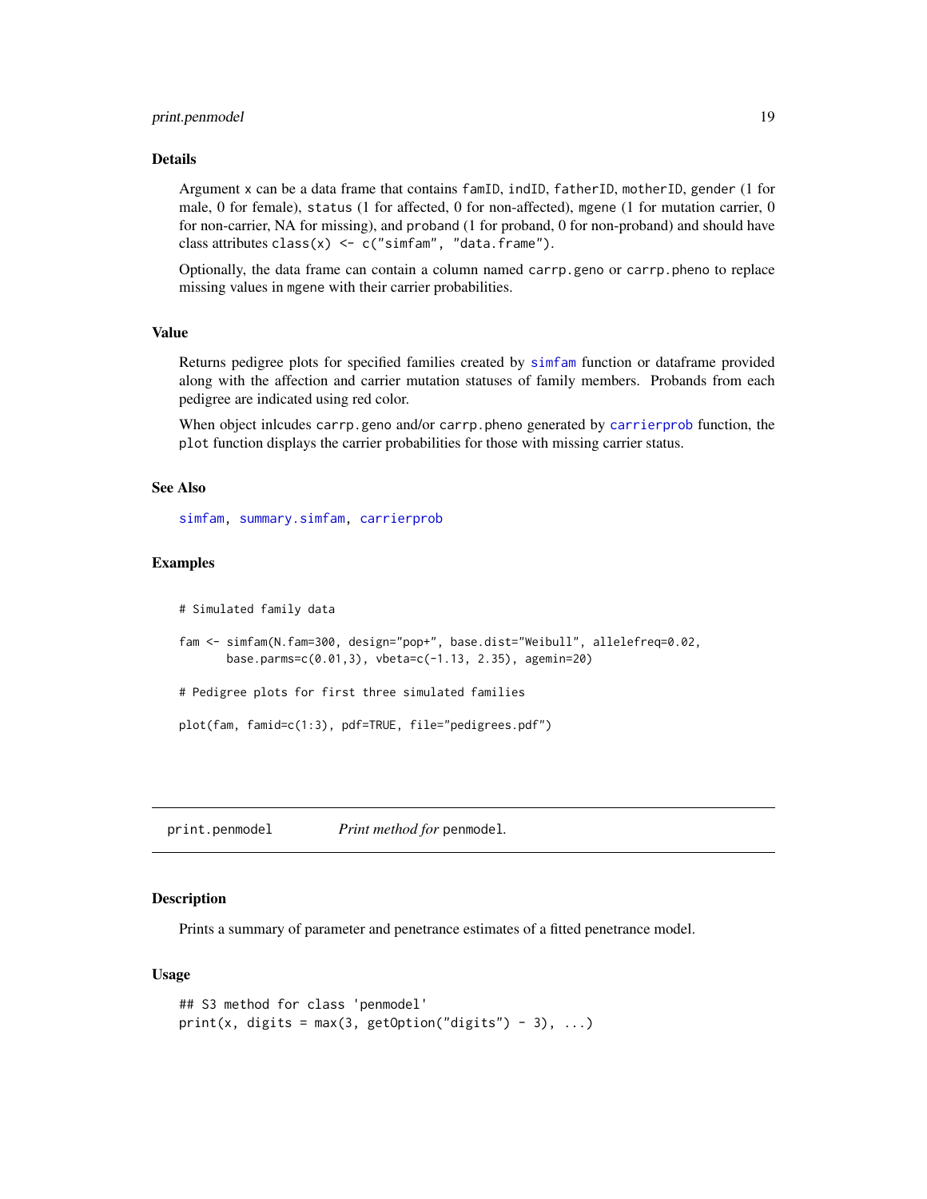### Details

Argument `x` can be a data frame that contains `famID`, `indID`, `fatherID`, `motherID`, `gender` (1 for male, 0 for female), `status` (1 for affected, 0 for non-affected), `mgene` (1 for mutation carrier, 0 for non-carrier, NA for missing), and `proband` (1 for proband, 0 for non-proband) and should have class attributes `class(x) <- c("simfam", "data.frame")`.

Optionally, the data frame can contain a column named `carrp.geno` or `carrp.pheno` to replace missing values in `mgene` with their carrier probabilities.

### Value

Returns pedigree plots for specified families created by `simfam` function or dataframe provided along with the affection and carrier mutation statuses of family members. Probands from each pedigree are indicated using red color.

When object inlcudes `carrp.geno` and/or `carrp.pheno` generated by `carrierprob` function, the `plot` function displays the carrier probabilities for those with missing carrier status.

### See Also

`simfam`, `summary.simfam`, `carrierprob`

### Examples

```
# Simulated family data

fam <- simfam(N.fam=300, design="pop+", base.dist="Weibull", allelefreq=0.02,
       base.parms=c(0.01,3), vbeta=c(-1.13, 2.35), agemin=20)

# Pedigree plots for first three simulated families

plot(fam, famid=c(1:3), pdf=TRUE, file="pedigrees.pdf")
```

---

## print.penmodel — *Print method for* `penmodel`.

### Description

Prints a summary of parameter and penetrance estimates of a fitted penetrance model.

### Usage

```
## S3 method for class 'penmodel'
print(x, digits = max(3, getOption("digits") - 3), ...)
```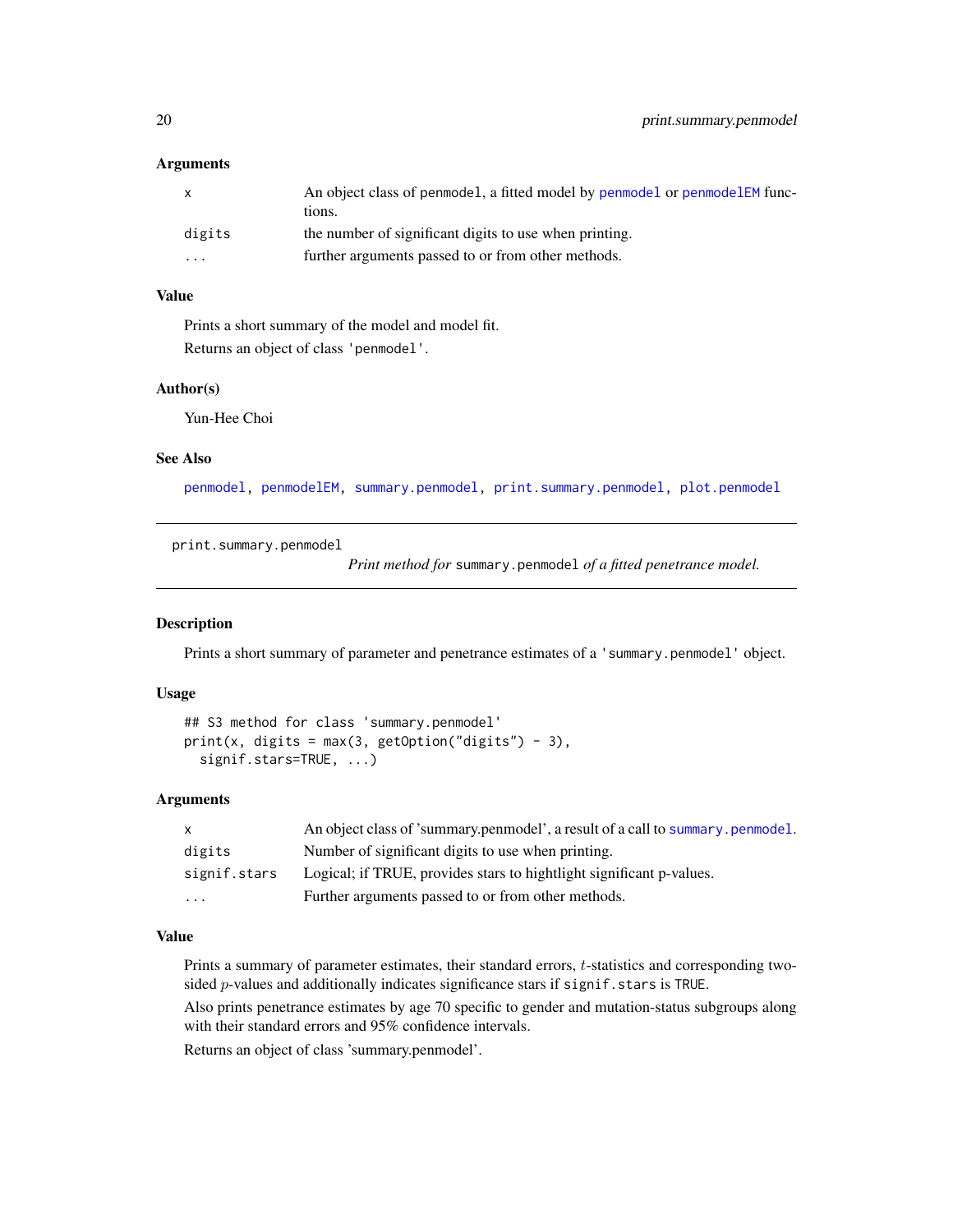### Arguments

| | |
|---|---|
| `x` | An object class of `penmodel`, a fitted model by `penmodel` or `penmodelEM` functions. |
| `digits` | the number of significant digits to use when printing. |
| `...` | further arguments passed to or from other methods. |

### Value

Prints a short summary of the model and model fit.

Returns an object of class `'penmodel'`.

### Author(s)

Yun-Hee Choi

### See Also

`penmodel`, `penmodelEM`, `summary.penmodel`, `print.summary.penmodel`, `plot.penmodel`

---

## print.summary.penmodel

*Print method for* `summary.penmodel` *of a fitted penetrance model.*

---

### Description

Prints a short summary of parameter and penetrance estimates of a `'summary.penmodel'` object.

### Usage

```
## S3 method for class 'summary.penmodel'
print(x, digits = max(3, getOption("digits") - 3),
  signif.stars=TRUE, ...)
```

### Arguments

| | |
|---|---|
| `x` | An object class of 'summary.penmodel', a result of a call to `summary.penmodel`. |
| `digits` | Number of significant digits to use when printing. |
| `signif.stars` | Logical; if TRUE, provides stars to hightlight significant p-values. |
| `...` | Further arguments passed to or from other methods. |

### Value

Prints a summary of parameter estimates, their standard errors, $t$-statistics and corresponding two-sided $p$-values and additionally indicates significance stars if `signif.stars` is `TRUE`.

Also prints penetrance estimates by age 70 specific to gender and mutation-status subgroups along with their standard errors and 95% confidence intervals.

Returns an object of class 'summary.penmodel'.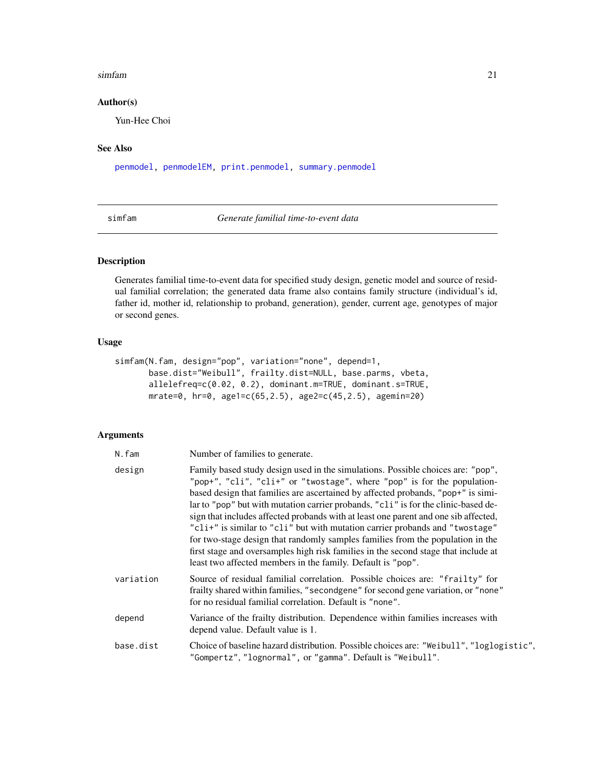## Author(s)

Yun-Hee Choi

## See Also

`penmodel`, `penmodelEM`, `print.penmodel`, `summary.penmodel`

---

# simfam — *Generate familial time-to-event data*

---

## Description

Generates familial time-to-event data for specified study design, genetic model and source of residual familial correlation; the generated data frame also contains family structure (individual's id, father id, mother id, relationship to proband, generation), gender, current age, genotypes of major or second genes.

## Usage

```
simfam(N.fam, design="pop", variation="none", depend=1,
       base.dist="Weibull", frailty.dist=NULL, base.parms, vbeta,
       allelefreq=c(0.02, 0.2), dominant.m=TRUE, dominant.s=TRUE,
       mrate=0, hr=0, age1=c(65,2.5), age2=c(45,2.5), agemin=20)
```

## Arguments

| | |
|---|---|
| `N.fam` | Number of families to generate. |
| `design` | Family based study design used in the simulations. Possible choices are: `"pop"`, `"pop+"`, `"cli"`, `"cli+"` or `"twostage"`, where `"pop"` is for the population-based design that families are ascertained by affected probands, `"pop+"` is similar to `"pop"` but with mutation carrier probands, `"cli"` is for the clinic-based design that includes affected probands with at least one parent and one sib affected, `"cli+"` is similar to `"cli"` but with mutation carrier probands and `"twostage"` for two-stage design that randomly samples families from the population in the first stage and oversamples high risk families in the second stage that include at least two affected members in the family. Default is `"pop"`. |
| `variation` | Source of residual familial correlation. Possible choices are: `"frailty"` for frailty shared within families, `"secondgene"` for second gene variation, or `"none"` for no residual familial correlation. Default is `"none"`. |
| `depend` | Variance of the frailty distribution. Dependence within families increases with depend value. Default value is 1. |
| `base.dist` | Choice of baseline hazard distribution. Possible choices are: `"Weibull"`, `"loglogistic"`, `"Gompertz"`, `"lognormal"`, or `"gamma"`. Default is `"Weibull"`. |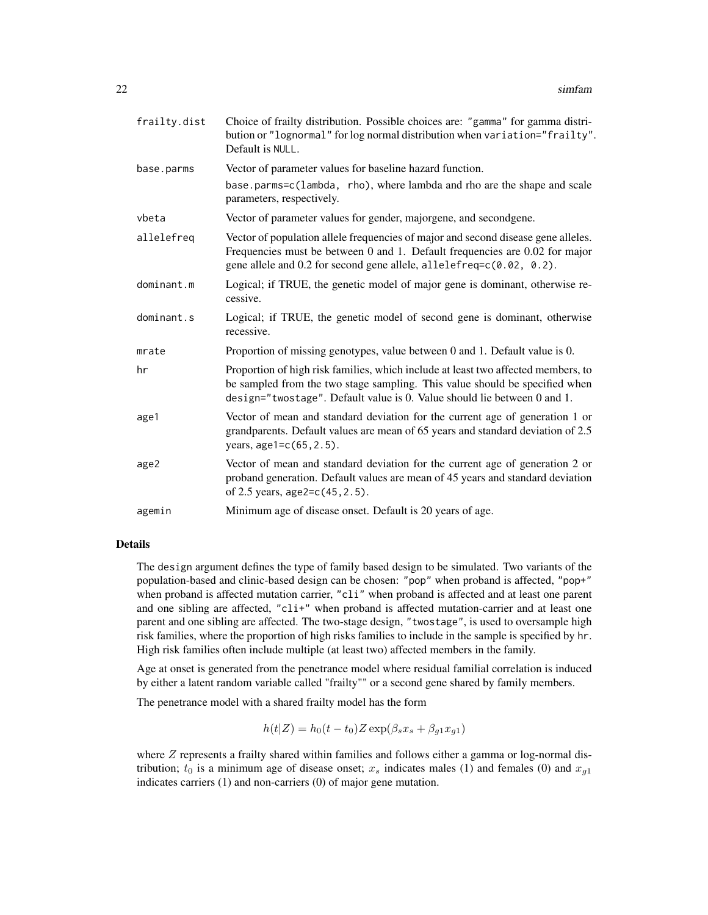| | |
|---|---|
| frailty.dist | Choice of frailty distribution. Possible choices are: "gamma" for gamma distribution or "lognormal" for log normal distribution when variation="frailty". Default is NULL. |
| base.parms | Vector of parameter values for baseline hazard function. base.parms=c(lambda, rho), where lambda and rho are the shape and scale parameters, respectively. |
| vbeta | Vector of parameter values for gender, majorgene, and secondgene. |
| allelefreq | Vector of population allele frequencies of major and second disease gene alleles. Frequencies must be between 0 and 1. Default frequencies are 0.02 for major gene allele and 0.2 for second gene allele, allelefreq=c(0.02, 0.2). |
| dominant.m | Logical; if TRUE, the genetic model of major gene is dominant, otherwise recessive. |
| dominant.s | Logical; if TRUE, the genetic model of second gene is dominant, otherwise recessive. |
| mrate | Proportion of missing genotypes, value between 0 and 1. Default value is 0. |
| hr | Proportion of high risk families, which include at least two affected members, to be sampled from the two stage sampling. This value should be specified when design="twostage". Default value is 0. Value should lie between 0 and 1. |
| age1 | Vector of mean and standard deviation for the current age of generation 1 or grandparents. Default values are mean of 65 years and standard deviation of 2.5 years, age1=c(65,2.5). |
| age2 | Vector of mean and standard deviation for the current age of generation 2 or proband generation. Default values are mean of 45 years and standard deviation of 2.5 years, age2=c(45,2.5). |
| agemin | Minimum age of disease onset. Default is 20 years of age. |

## Details

The design argument defines the type of family based design to be simulated. Two variants of the population-based and clinic-based design can be chosen: "pop" when proband is affected, "pop+" when proband is affected mutation carrier, "cli" when proband is affected and at least one parent and one sibling are affected, "cli+" when proband is affected mutation-carrier and at least one parent and one sibling are affected. The two-stage design, "twostage", is used to oversample high risk families, where the proportion of high risks families to include in the sample is specified by hr. High risk families often include multiple (at least two) affected members in the family.

Age at onset is generated from the penetrance model where residual familial correlation is induced by either a latent random variable called "frailty"" or a second gene shared by family members.

The penetrance model with a shared frailty model has the form

$$h(t|Z) = h_0(t - t_0) Z \exp(\beta_s x_s + \beta_{g1} x_{g1})$$

where $Z$ represents a frailty shared within families and follows either a gamma or log-normal distribution; $t_0$ is a minimum age of disease onset; $x_s$ indicates males (1) and females (0) and $x_{g1}$ indicates carriers (1) and non-carriers (0) of major gene mutation.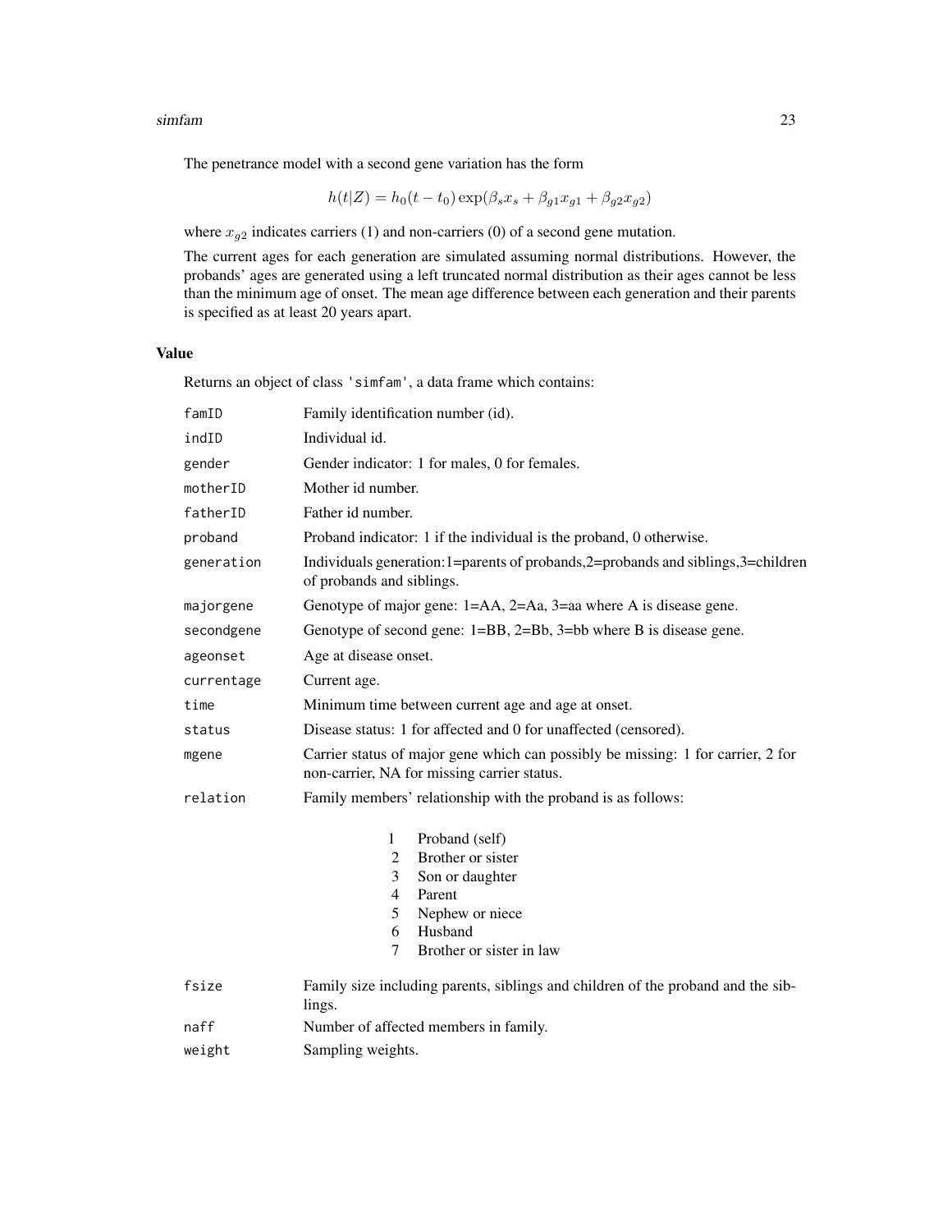The penetrance model with a second gene variation has the form

$$h(t|Z) = h_0(t - t_0) \exp(\beta_s x_s + \beta_{g1} x_{g1} + \beta_{g2} x_{g2})$$

where $x_{g2}$ indicates carriers (1) and non-carriers (0) of a second gene mutation.

The current ages for each generation are simulated assuming normal distributions. However, the probands' ages are generated using a left truncated normal distribution as their ages cannot be less than the minimum age of onset. The mean age difference between each generation and their parents is specified as at least 20 years apart.

## Value

Returns an object of class 'simfam', a data frame which contains:

| | |
|---|---|
| famID | Family identification number (id). |
| indID | Individual id. |
| gender | Gender indicator: 1 for males, 0 for females. |
| motherID | Mother id number. |
| fatherID | Father id number. |
| proband | Proband indicator: 1 if the individual is the proband, 0 otherwise. |
| generation | Individuals generation:1=parents of probands,2=probands and siblings,3=children of probands and siblings. |
| majorgene | Genotype of major gene: 1=AA, 2=Aa, 3=aa where A is disease gene. |
| secondgene | Genotype of second gene: 1=BB, 2=Bb, 3=bb where B is disease gene. |
| ageonset | Age at disease onset. |
| currentage | Current age. |
| time | Minimum time between current age and age at onset. |
| status | Disease status: 1 for affected and 0 for unaffected (censored). |
| mgene | Carrier status of major gene which can possibly be missing: 1 for carrier, 2 for non-carrier, NA for missing carrier status. |
| relation | Family members' relationship with the proband is as follows: |

| | |
|---|---|
| 1 | Proband (self) |
| 2 | Brother or sister |
| 3 | Son or daughter |
| 4 | Parent |
| 5 | Nephew or niece |
| 6 | Husband |
| 7 | Brother or sister in law |

| | |
|---|---|
| fsize | Family size including parents, siblings and children of the proband and the siblings. |
| naff | Number of affected members in family. |
| weight | Sampling weights. |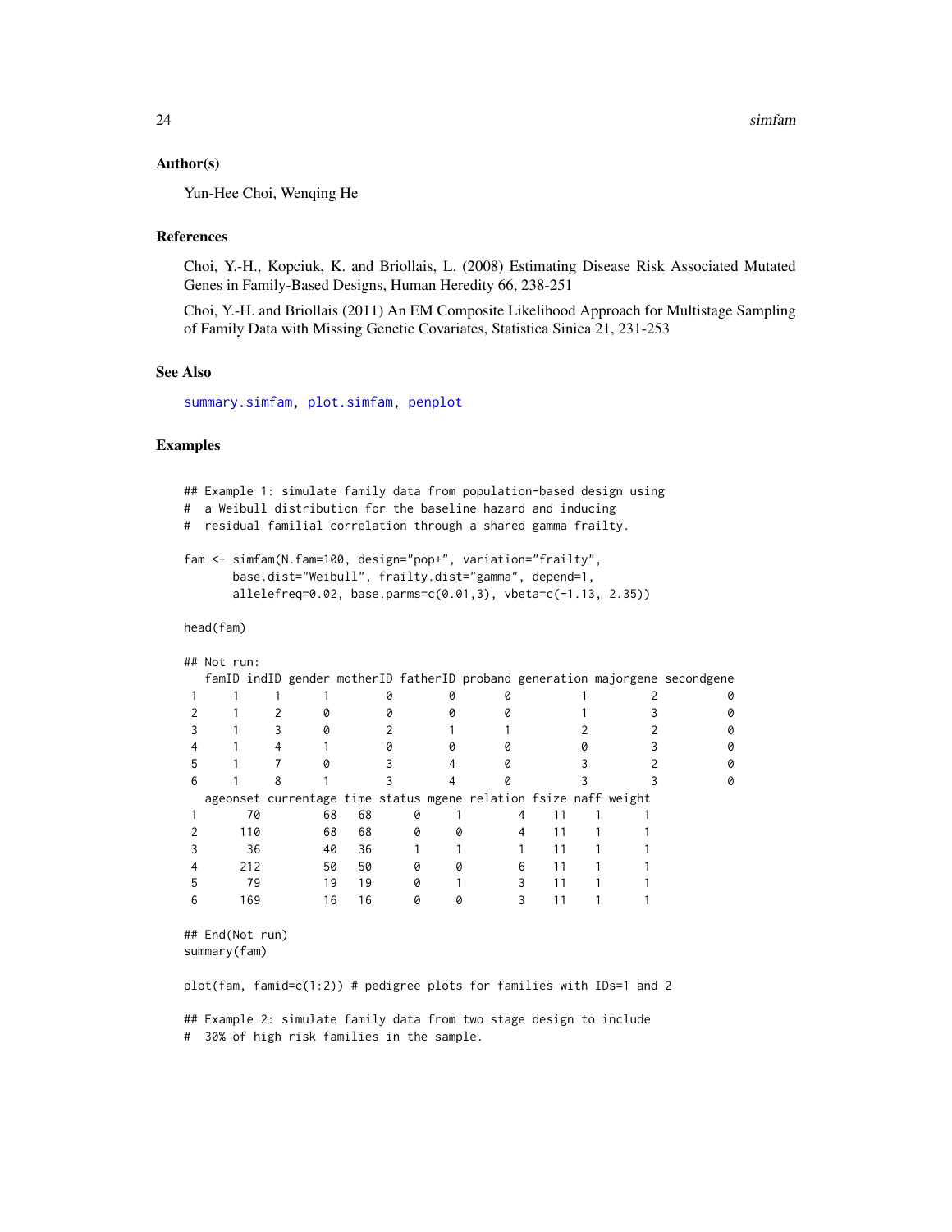## Author(s)

Yun-Hee Choi, Wenqing He

## References

Choi, Y.-H., Kopciuk, K. and Briollais, L. (2008) Estimating Disease Risk Associated Mutated Genes in Family-Based Designs, Human Heredity 66, 238-251

Choi, Y.-H. and Briollais (2011) An EM Composite Likelihood Approach for Multistage Sampling of Family Data with Missing Genetic Covariates, Statistica Sinica 21, 231-253

## See Also

summary.simfam, plot.simfam, penplot

## Examples

```
## Example 1: simulate family data from population-based design using
#  a Weibull distribution for the baseline hazard and inducing
#  residual familial correlation through a shared gamma frailty.

fam <- simfam(N.fam=100, design="pop+", variation="frailty",
       base.dist="Weibull", frailty.dist="gamma", depend=1,
       allelefreq=0.02, base.parms=c(0.01,3), vbeta=c(-1.13, 2.35))

head(fam)

## Not run:
  famID indID gender motherID fatherID proband generation majorgene secondgene
1     1     1      1        0        0       0          1         2          0
2     1     2      0        0        0       0          1         3          0
3     1     3      0        2        1       1          2         2          0
4     1     4      1        0        0       0          0         3          0
5     1     7      0        3        4       0          3         2          0
6     1     8      1        3        4       0          3         3          0
  ageonset currentage time status mgene relation fsize naff weight
1       70         68   68      0     1        4    11    1      1
2      110         68   68      0     0        4    11    1      1
3       36         40   36      1     1        1    11    1      1
4      212         50   50      0     0        6    11    1      1
5       79         19   19      0     1        3    11    1      1
6      169         16   16      0     0        3    11    1      1

## End(Not run)
summary(fam)

plot(fam, famid=c(1:2)) # pedigree plots for families with IDs=1 and 2

## Example 2: simulate family data from two stage design to include
#  30% of high risk families in the sample.
```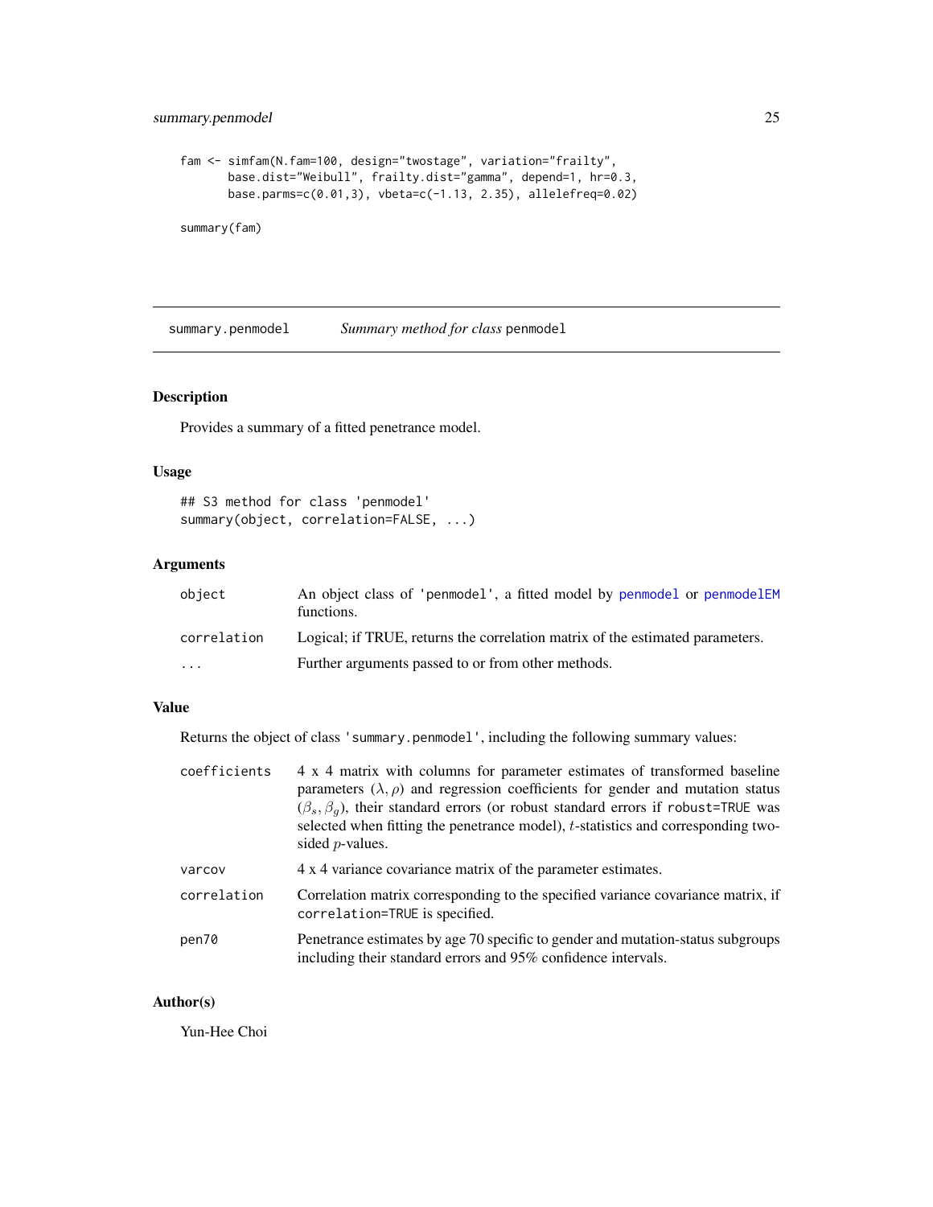```
fam <- simfam(N.fam=100, design="twostage", variation="frailty",
       base.dist="Weibull", frailty.dist="gamma", depend=1, hr=0.3,
       base.parms=c(0.01,3), vbeta=c(-1.13, 2.35), allelefreq=0.02)

summary(fam)
```

---

## summary.penmodel — *Summary method for class* `penmodel`

### Description

Provides a summary of a fitted penetrance model.

### Usage

```
## S3 method for class 'penmodel'
summary(object, correlation=FALSE, ...)
```

### Arguments

| | |
|---|---|
| `object` | An object class of 'penmodel', a fitted model by `penmodel` or `penmodelEM` functions. |
| `correlation` | Logical; if TRUE, returns the correlation matrix of the estimated parameters. |
| `...` | Further arguments passed to or from other methods. |

### Value

Returns the object of class 'summary.penmodel', including the following summary values:

| | |
|---|---|
| `coefficients` | 4 x 4 matrix with columns for parameter estimates of transformed baseline parameters $(\lambda, \rho)$ and regression coefficients for gender and mutation status $(\beta_s, \beta_g)$, their standard errors (or robust standard errors if `robust=TRUE` was selected when fitting the penetrance model), $t$-statistics and corresponding two-sided $p$-values. |
| `varcov` | 4 x 4 variance covariance matrix of the parameter estimates. |
| `correlation` | Correlation matrix corresponding to the specified variance covariance matrix, if `correlation=TRUE` is specified. |
| `pen70` | Penetrance estimates by age 70 specific to gender and mutation-status subgroups including their standard errors and 95% confidence intervals. |

### Author(s)

Yun-Hee Choi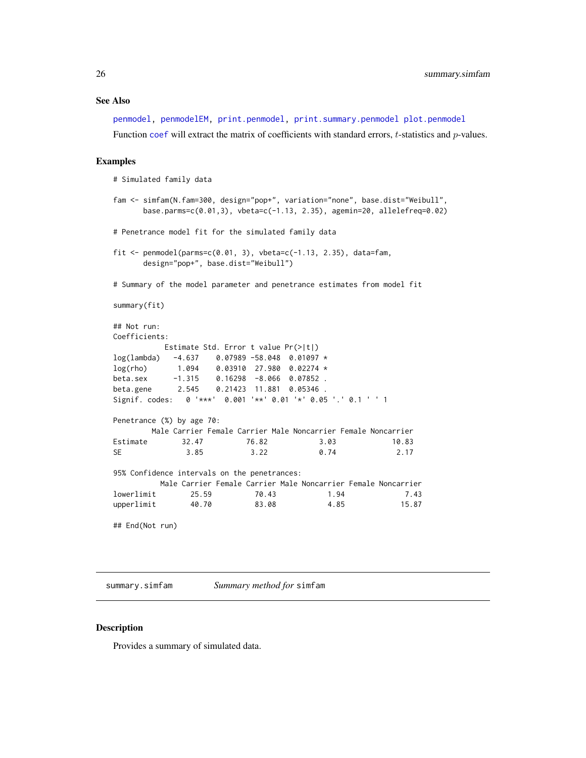### See Also

`penmodel`, `penmodelEM`, `print.penmodel`, `print.summary.penmodel` `plot.penmodel`

Function `coef` will extract the matrix of coefficients with standard errors, $t$-statistics and $p$-values.

### Examples

```
# Simulated family data

fam <- simfam(N.fam=300, design="pop+", variation="none", base.dist="Weibull",
       base.parms=c(0.01,3), vbeta=c(-1.13, 2.35), agemin=20, allelefreq=0.02)

# Penetrance model fit for the simulated family data

fit <- penmodel(parms=c(0.01, 3), vbeta=c(-1.13, 2.35), data=fam,
       design="pop+", base.dist="Weibull")

# Summary of the model parameter and penetrance estimates from model fit

summary(fit)

## Not run:
Coefficients:
            Estimate Std. Error t value Pr(>|t|)
log(lambda)   -4.637    0.07989 -58.048  0.01097 *
log(rho)       1.094    0.03910  27.980  0.02274 *
beta.sex      -1.315    0.16298  -8.066  0.07852 .
beta.gene      2.545    0.21423  11.881  0.05346 .
Signif. codes:   0 '***'  0.001 '**' 0.01 '*' 0.05 '.' 0.1 ' ' 1

Penetrance (%) by age 70:
         Male Carrier Female Carrier Male Noncarrier Female Noncarrier
Estimate        32.47          76.82            3.03             10.83
SE               3.85           3.22            0.74              2.17

95% Confidence intervals on the penetrances:
           Male Carrier Female Carrier Male Noncarrier Female Noncarrier
lowerlimit        25.59          70.43            1.94              7.43
upperlimit        40.70          83.08            4.85             15.87

## End(Not run)
```

---

## summary.simfam *Summary method for* `simfam`

### Description

Provides a summary of simulated data.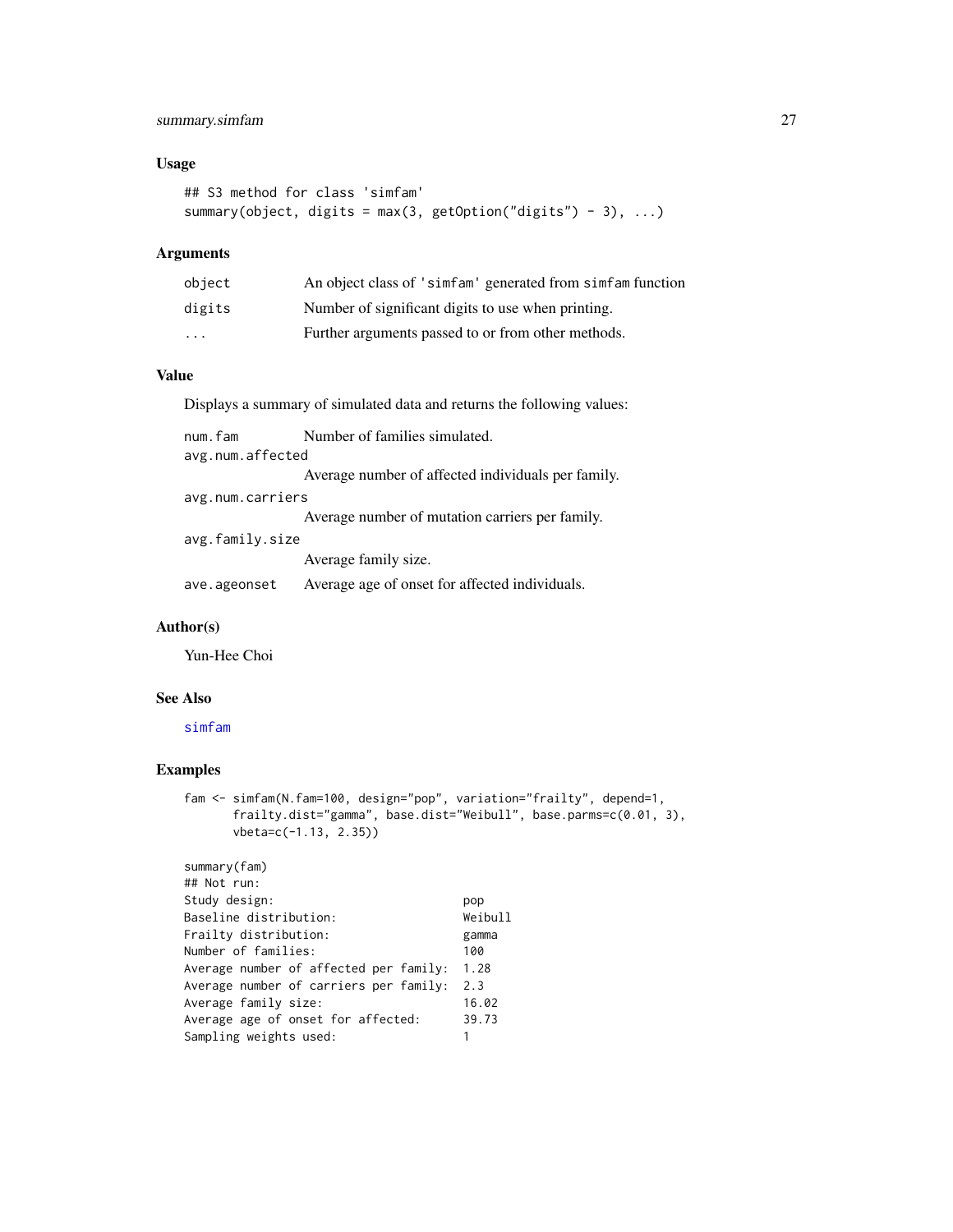## Usage

```
## S3 method for class 'simfam'
summary(object, digits = max(3, getOption("digits") - 3), ...)
```

## Arguments

| | |
|---|---|
| object | An object class of 'simfam' generated from simfam function |
| digits | Number of significant digits to use when printing. |
| ... | Further arguments passed to or from other methods. |

## Value

Displays a summary of simulated data and returns the following values:

| | |
|---|---|
| num.fam | Number of families simulated. |
| avg.num.affected | Average number of affected individuals per family. |
| avg.num.carriers | Average number of mutation carriers per family. |
| avg.family.size | Average family size. |
| ave.ageonset | Average age of onset for affected individuals. |

## Author(s)

Yun-Hee Choi

## See Also

simfam

## Examples

```
fam <- simfam(N.fam=100, design="pop", variation="frailty", depend=1,
       frailty.dist="gamma", base.dist="Weibull", base.parms=c(0.01, 3),
       vbeta=c(-1.13, 2.35))

summary(fam)
## Not run:
Study design:                          pop
Baseline distribution:                 Weibull
Frailty distribution:                  gamma
Number of families:                    100
Average number of affected per family:  1.28
Average number of carriers per family:  2.3
Average family size:                   16.02
Average age of onset for affected:     39.73
Sampling weights used:                 1
```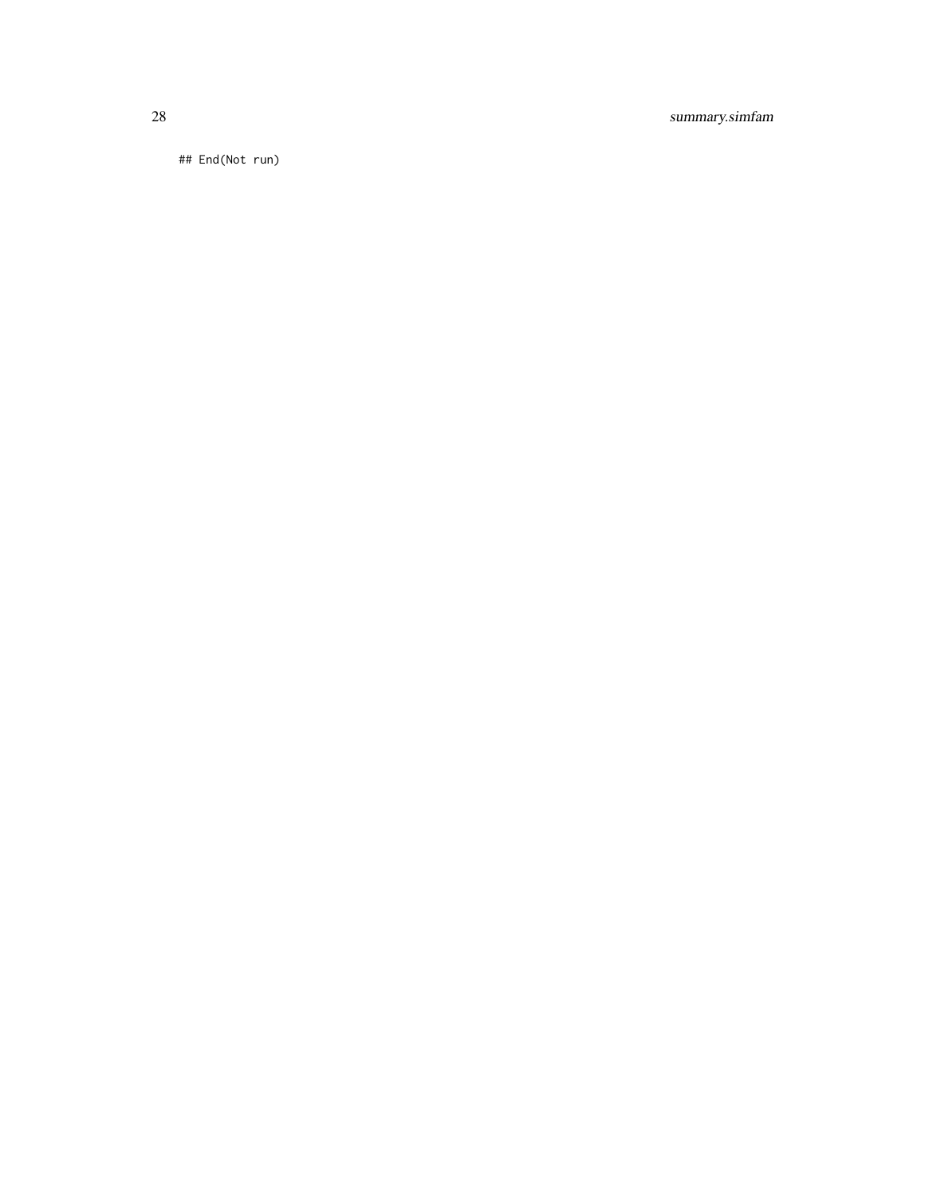```
## End(Not run)
```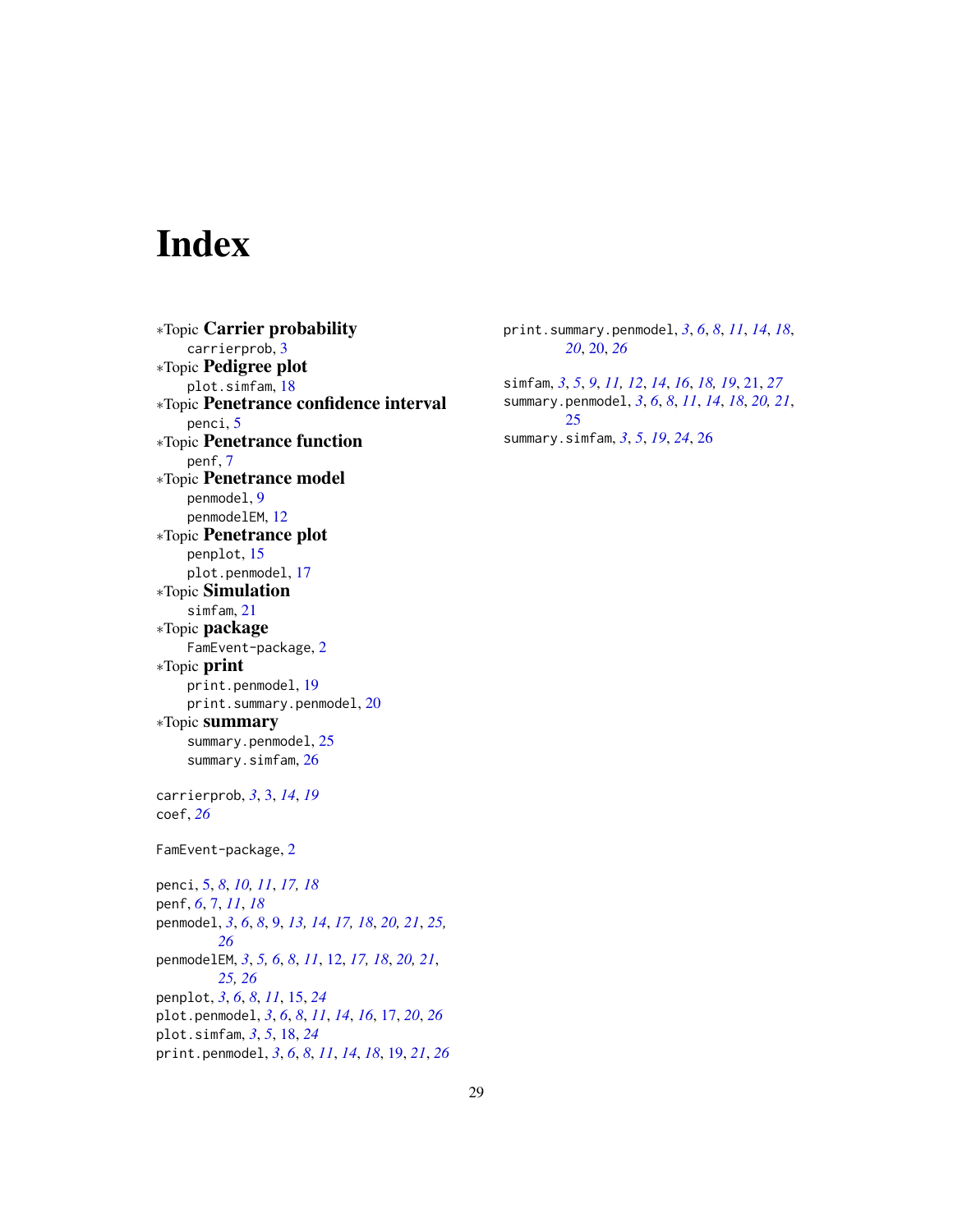# Index

*Topic **Carrier probability**
    carrierprob, 3
*Topic **Pedigree plot**
    plot.simfam, 18
*Topic **Penetrance confidence interval**
    penci, 5
*Topic **Penetrance function**
    penf, 7
*Topic **Penetrance model**
    penmodel, 9
    penmodelEM, 12
*Topic **Penetrance plot**
    penplot, 15
    plot.penmodel, 17
*Topic **Simulation**
    simfam, 21
*Topic **package**
    FamEvent-package, 2
*Topic **print**
    print.penmodel, 19
    print.summary.penmodel, 20
*Topic **summary**
    summary.penmodel, 25
    summary.simfam, 26

carrierprob, *3*, 3, *14*, *19*
coef, *26*

FamEvent-package, 2

penci, 5, *8*, *10, 11*, *17, 18*
penf, *6*, 7, *11*, *18*
penmodel, *3*, *6*, *8*, 9, *13, 14*, *17, 18*, *20, 21*, *25, 26*
penmodelEM, *3*, *5, 6*, *8*, *11*, 12, *17, 18*, *20, 21*, *25, 26*
penplot, *3*, *6*, *8*, *11*, 15, *24*
plot.penmodel, *3*, *6*, *8*, *11*, *14*, *16*, 17, *20*, *26*
plot.simfam, *3*, *5*, 18, *24*
print.penmodel, *3*, *6*, *8*, *11*, *14*, *18*, 19, *21*, *26*
print.summary.penmodel, *3*, *6*, *8*, *11*, *14*, *18*, *20*, 20, *26*

simfam, *3*, *5*, *9*, *11, 12*, *14*, *16*, *18, 19*, 21, *27*
summary.penmodel, *3*, *6*, *8*, *11*, *14*, *18*, *20, 21*, 25
summary.simfam, *3*, *5*, *19*, *24*, 26